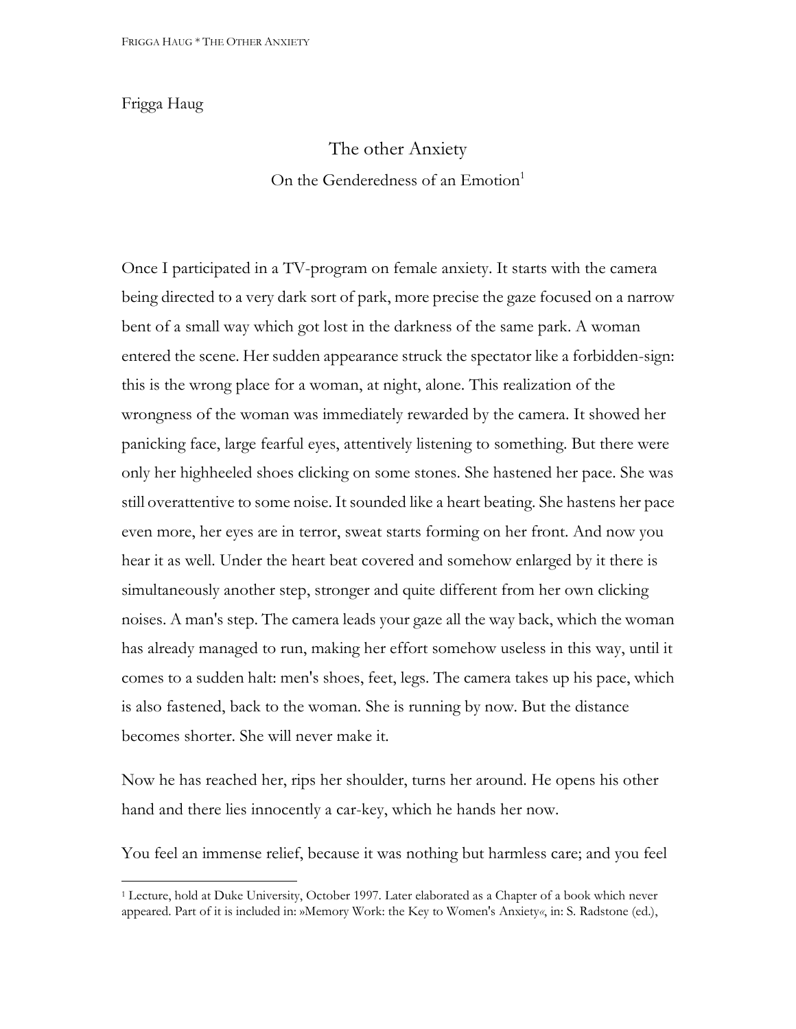Frigga Haug

# The other Anxiety

## On the Genderedness of an Emotion[1]

Once I participated in a TV-program on female anxiety. It starts with the camera being directed to a very dark sort of park, more precise the gaze focused on a narrow bent of a small way which got lost in the darkness of the same park. A woman entered the scene. Her sudden appearance struck the spectator like a forbidden-sign: this is the wrong place for a woman, at night, alone. This realization of the wrongness of the woman was immediately rewarded by the camera. It showed her panicking face, large fearful eyes, attentively listening to something. But there were only her highheeled shoes clicking on some stones. She hastened her pace. She was still overattentive to some noise. It sounded like a heart beating. She hastens her pace even more, her eyes are in terror, sweat starts forming on her front. And now you hear it as well. Under the heart beat covered and somehow enlarged by it there is simultaneously another step, stronger and quite different from her own clicking noises. A man's step. The camera leads your gaze all the way back, which the woman has already managed to run, making her effort somehow useless in this way, until it comes to a sudden halt: men's shoes, feet, legs. The camera takes up his pace, which is also fastened, back to the woman. She is running by now. But the distance becomes shorter. She will never make it.

Now he has reached her, rips her shoulder, turns her around. He opens his other hand and there lies innocently a car-key, which he hands her now.

You feel an immense relief, because it was nothing but harmless care; and you feel

---

[1] Lecture, hold at Duke University, October 1997. Later elaborated as a Chapter of a book which never appeared. Part of it is included in: »Memory Work: the Key to Women's Anxiety«, in: S. Radstone (ed.),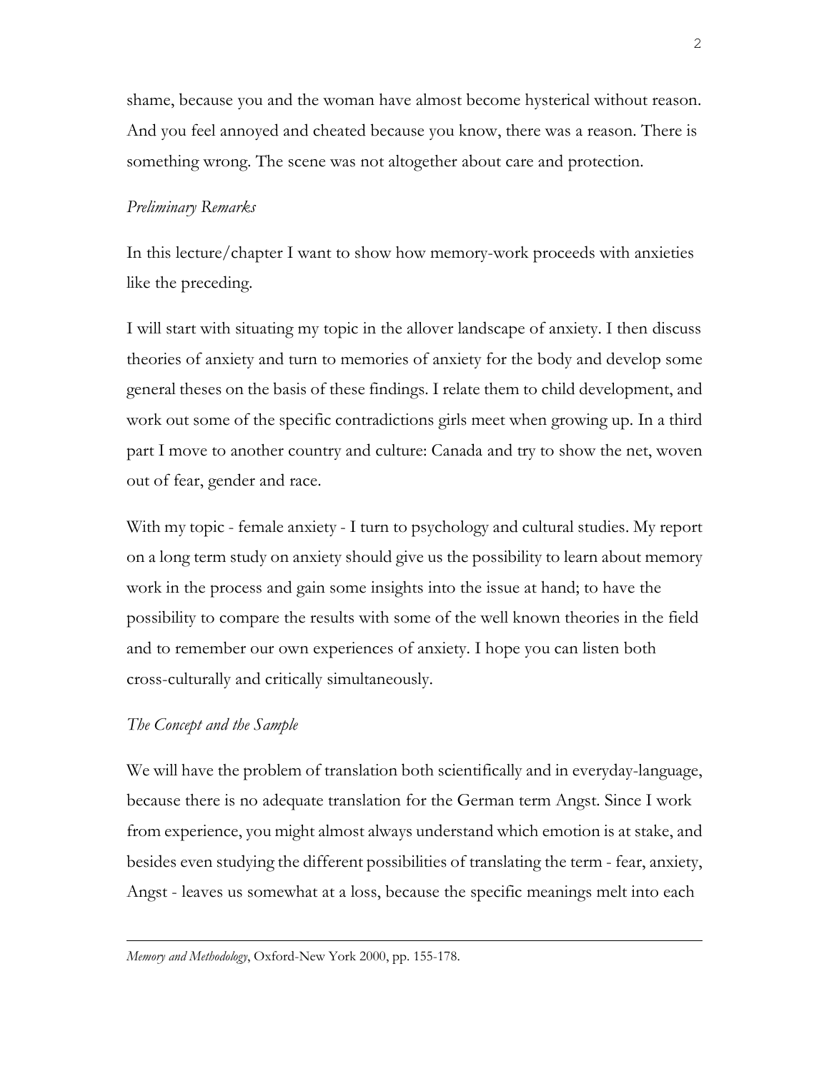shame, because you and the woman have almost become hysterical without reason. And you feel annoyed and cheated because you know, there was a reason. There is something wrong. The scene was not altogether about care and protection.

*Preliminary Remarks*

In this lecture/chapter I want to show how memory-work proceeds with anxieties like the preceding.

I will start with situating my topic in the allover landscape of anxiety. I then discuss theories of anxiety and turn to memories of anxiety for the body and develop some general theses on the basis of these findings. I relate them to child development, and work out some of the specific contradictions girls meet when growing up. In a third part I move to another country and culture: Canada and try to show the net, woven out of fear, gender and race.

With my topic - female anxiety - I turn to psychology and cultural studies. My report on a long term study on anxiety should give us the possibility to learn about memory work in the process and gain some insights into the issue at hand; to have the possibility to compare the results with some of the well known theories in the field and to remember our own experiences of anxiety. I hope you can listen both cross-culturally and critically simultaneously.

*The Concept and the Sample*

We will have the problem of translation both scientifically and in everyday-language, because there is no adequate translation for the German term Angst. Since I work from experience, you might almost always understand which emotion is at stake, and besides even studying the different possibilities of translating the term - fear, anxiety, Angst - leaves us somewhat at a loss, because the specific meanings melt into each

---

*Memory and Methodology*, Oxford-New York 2000, pp. 155-178.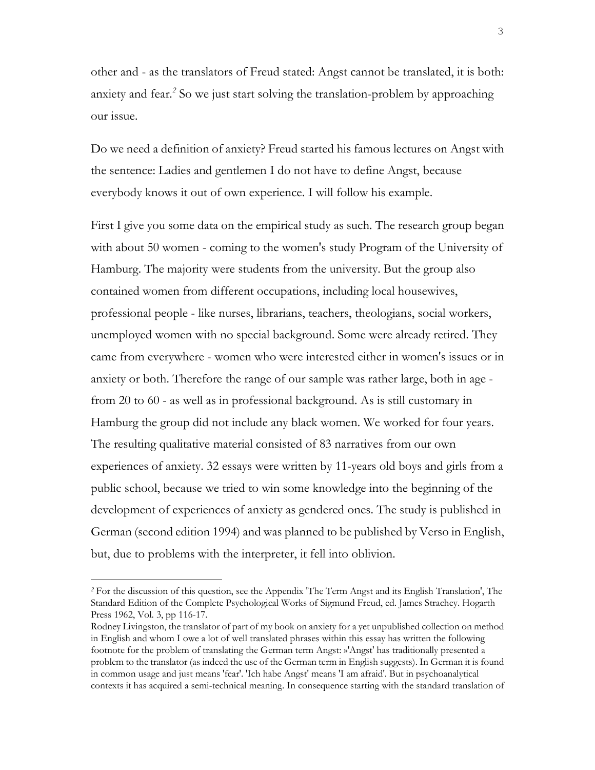other and - as the translators of Freud stated: Angst cannot be translated, it is both: anxiety and fear.[2] So we just start solving the translation-problem by approaching our issue.

Do we need a definition of anxiety? Freud started his famous lectures on Angst with the sentence: Ladies and gentlemen I do not have to define Angst, because everybody knows it out of own experience. I will follow his example.

First I give you some data on the empirical study as such. The research group began with about 50 women - coming to the women's study Program of the University of Hamburg. The majority were students from the university. But the group also contained women from different occupations, including local housewives, professional people - like nurses, librarians, teachers, theologians, social workers, unemployed women with no special background. Some were already retired. They came from everywhere - women who were interested either in women's issues or in anxiety or both. Therefore the range of our sample was rather large, both in age - from 20 to 60 - as well as in professional background. As is still customary in Hamburg the group did not include any black women. We worked for four years. The resulting qualitative material consisted of 83 narratives from our own experiences of anxiety. 32 essays were written by 11-years old boys and girls from a public school, because we tried to win some knowledge into the beginning of the development of experiences of anxiety as gendered ones. The study is published in German (second edition 1994) and was planned to be published by Verso in English, but, due to problems with the interpreter, it fell into oblivion.

---

[2] For the discussion of this question, see the Appendix 'The Term Angst and its English Translation', The Standard Edition of the Complete Psychological Works of Sigmund Freud, ed. James Strachey. Hogarth Press 1962, Vol. 3, pp 116-17.

Rodney Livingston, the translator of part of my book on anxiety for a yet unpublished collection on method in English and whom I owe a lot of well translated phrases within this essay has written the following footnote for the problem of translating the German term Angst: »'Angst' has traditionally presented a problem to the translator (as indeed the use of the German term in English suggests). In German it is found in common usage and just means 'fear'. 'Ich habe Angst' means 'I am afraid'. But in psychoanalytical contexts it has acquired a semi-technical meaning. In consequence starting with the standard translation of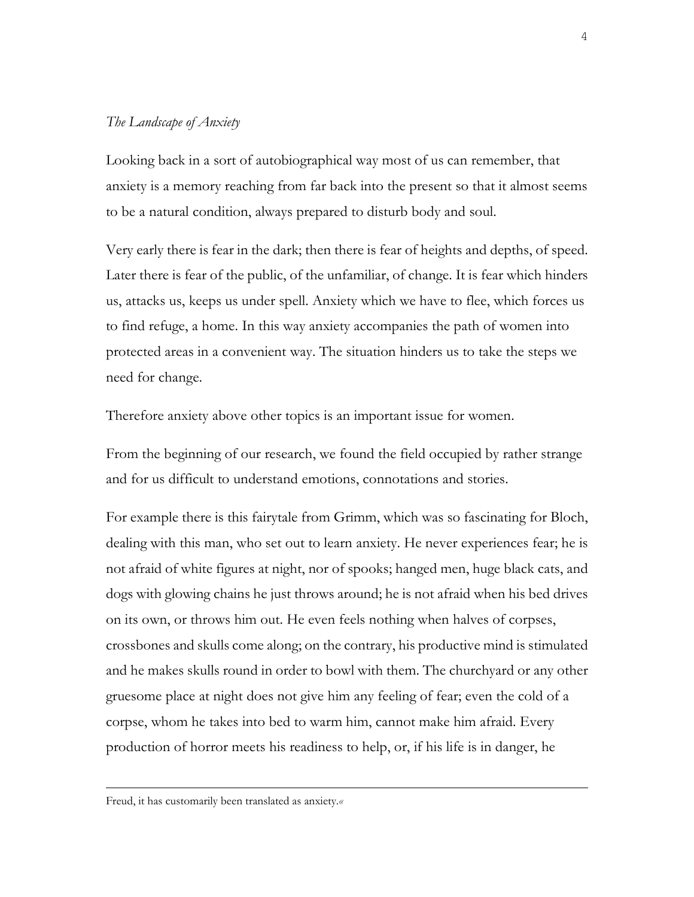*The Landscape of Anxiety*

Looking back in a sort of autobiographical way most of us can remember, that anxiety is a memory reaching from far back into the present so that it almost seems to be a natural condition, always prepared to disturb body and soul.

Very early there is fear in the dark; then there is fear of heights and depths, of speed. Later there is fear of the public, of the unfamiliar, of change. It is fear which hinders us, attacks us, keeps us under spell. Anxiety which we have to flee, which forces us to find refuge, a home. In this way anxiety accompanies the path of women into protected areas in a convenient way. The situation hinders us to take the steps we need for change.

Therefore anxiety above other topics is an important issue for women.

From the beginning of our research, we found the field occupied by rather strange and for us difficult to understand emotions, connotations and stories.

For example there is this fairytale from Grimm, which was so fascinating for Bloch, dealing with this man, who set out to learn anxiety. He never experiences fear; he is not afraid of white figures at night, nor of spooks; hanged men, huge black cats, and dogs with glowing chains he just throws around; he is not afraid when his bed drives on its own, or throws him out. He even feels nothing when halves of corpses, crossbones and skulls come along; on the contrary, his productive mind is stimulated and he makes skulls round in order to bowl with them. The churchyard or any other gruesome place at night does not give him any feeling of fear; even the cold of a corpse, whom he takes into bed to warm him, cannot make him afraid. Every production of horror meets his readiness to help, or, if his life is in danger, he

---

Freud, it has customarily been translated as anxiety.«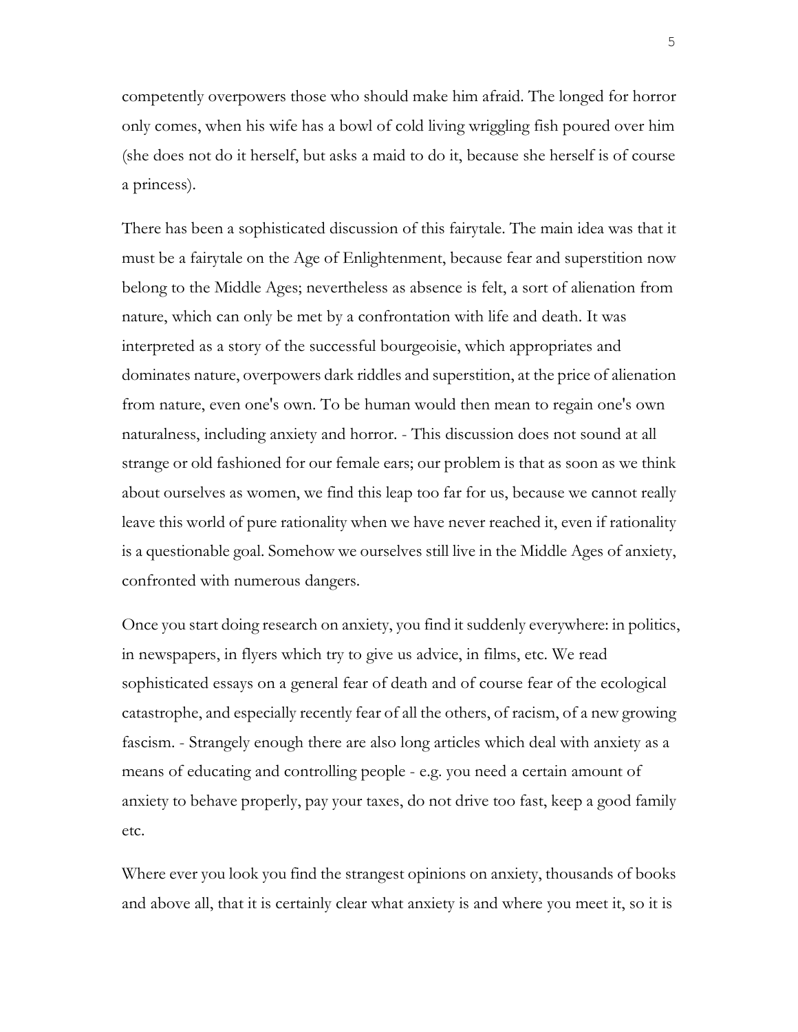competently overpowers those who should make him afraid. The longed for horror only comes, when his wife has a bowl of cold living wriggling fish poured over him (she does not do it herself, but asks a maid to do it, because she herself is of course a princess).

There has been a sophisticated discussion of this fairytale. The main idea was that it must be a fairytale on the Age of Enlightenment, because fear and superstition now belong to the Middle Ages; nevertheless as absence is felt, a sort of alienation from nature, which can only be met by a confrontation with life and death. It was interpreted as a story of the successful bourgeoisie, which appropriates and dominates nature, overpowers dark riddles and superstition, at the price of alienation from nature, even one's own. To be human would then mean to regain one's own naturalness, including anxiety and horror. - This discussion does not sound at all strange or old fashioned for our female ears; our problem is that as soon as we think about ourselves as women, we find this leap too far for us, because we cannot really leave this world of pure rationality when we have never reached it, even if rationality is a questionable goal. Somehow we ourselves still live in the Middle Ages of anxiety, confronted with numerous dangers.

Once you start doing research on anxiety, you find it suddenly everywhere: in politics, in newspapers, in flyers which try to give us advice, in films, etc. We read sophisticated essays on a general fear of death and of course fear of the ecological catastrophe, and especially recently fear of all the others, of racism, of a new growing fascism. - Strangely enough there are also long articles which deal with anxiety as a means of educating and controlling people - e.g. you need a certain amount of anxiety to behave properly, pay your taxes, do not drive too fast, keep a good family etc.

Where ever you look you find the strangest opinions on anxiety, thousands of books and above all, that it is certainly clear what anxiety is and where you meet it, so it is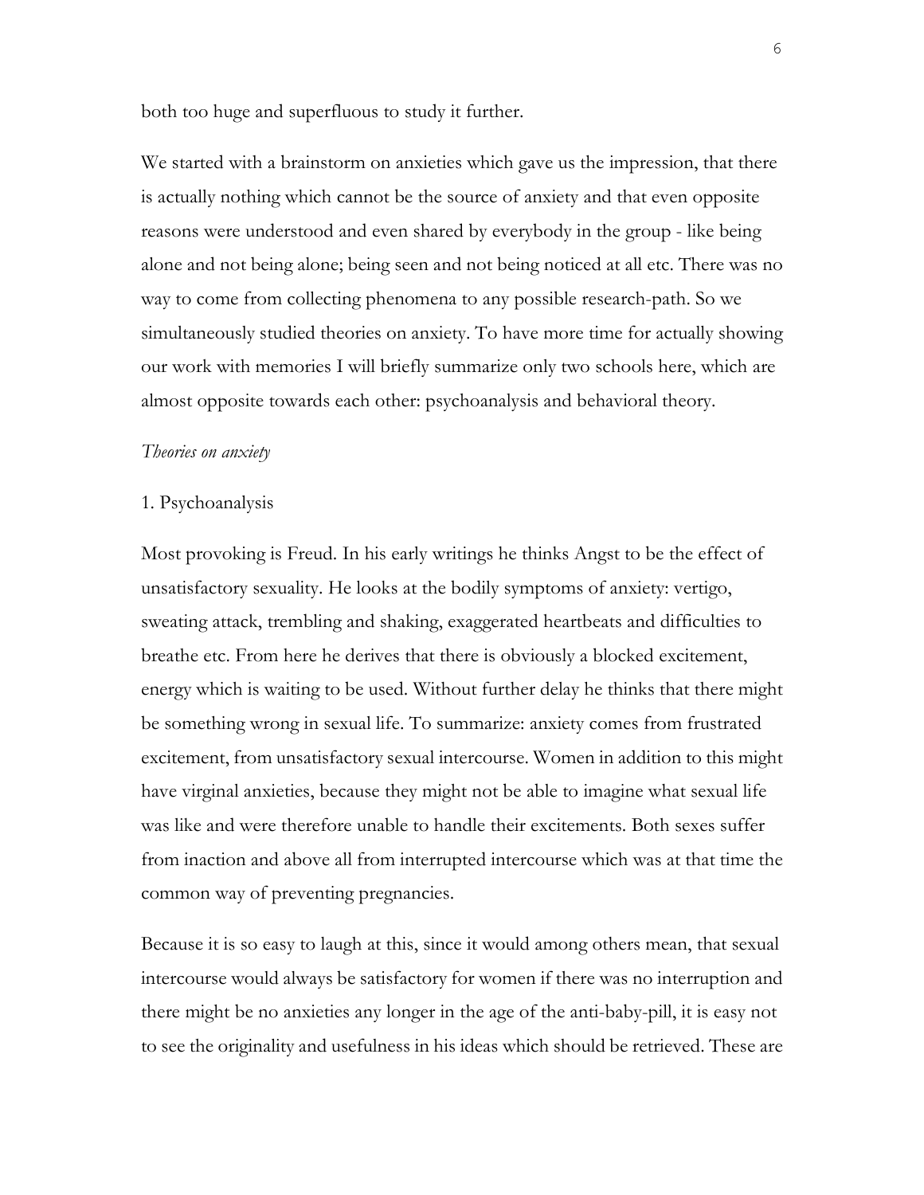both too huge and superfluous to study it further.

We started with a brainstorm on anxieties which gave us the impression, that there is actually nothing which cannot be the source of anxiety and that even opposite reasons were understood and even shared by everybody in the group - like being alone and not being alone; being seen and not being noticed at all etc. There was no way to come from collecting phenomena to any possible research-path. So we simultaneously studied theories on anxiety. To have more time for actually showing our work with memories I will briefly summarize only two schools here, which are almost opposite towards each other: psychoanalysis and behavioral theory.

*Theories on anxiety*

1. Psychoanalysis

Most provoking is Freud. In his early writings he thinks Angst to be the effect of unsatisfactory sexuality. He looks at the bodily symptoms of anxiety: vertigo, sweating attack, trembling and shaking, exaggerated heartbeats and difficulties to breathe etc. From here he derives that there is obviously a blocked excitement, energy which is waiting to be used. Without further delay he thinks that there might be something wrong in sexual life. To summarize: anxiety comes from frustrated excitement, from unsatisfactory sexual intercourse. Women in addition to this might have virginal anxieties, because they might not be able to imagine what sexual life was like and were therefore unable to handle their excitements. Both sexes suffer from inaction and above all from interrupted intercourse which was at that time the common way of preventing pregnancies.

Because it is so easy to laugh at this, since it would among others mean, that sexual intercourse would always be satisfactory for women if there was no interruption and there might be no anxieties any longer in the age of the anti-baby-pill, it is easy not to see the originality and usefulness in his ideas which should be retrieved. These are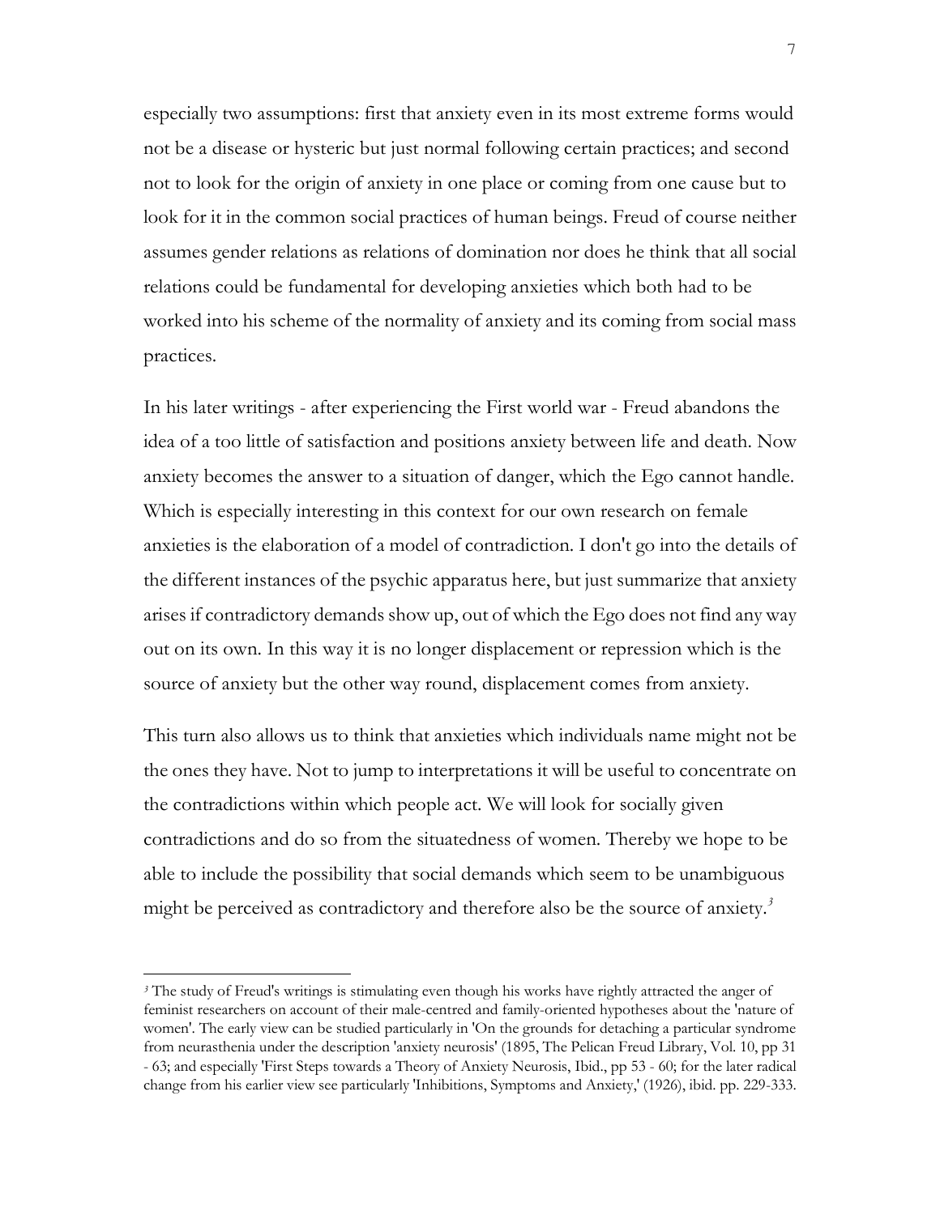especially two assumptions: first that anxiety even in its most extreme forms would not be a disease or hysteric but just normal following certain practices; and second not to look for the origin of anxiety in one place or coming from one cause but to look for it in the common social practices of human beings. Freud of course neither assumes gender relations as relations of domination nor does he think that all social relations could be fundamental for developing anxieties which both had to be worked into his scheme of the normality of anxiety and its coming from social mass practices.

In his later writings - after experiencing the First world war - Freud abandons the idea of a too little of satisfaction and positions anxiety between life and death. Now anxiety becomes the answer to a situation of danger, which the Ego cannot handle. Which is especially interesting in this context for our own research on female anxieties is the elaboration of a model of contradiction. I don't go into the details of the different instances of the psychic apparatus here, but just summarize that anxiety arises if contradictory demands show up, out of which the Ego does not find any way out on its own. In this way it is no longer displacement or repression which is the source of anxiety but the other way round, displacement comes from anxiety.

This turn also allows us to think that anxieties which individuals name might not be the ones they have. Not to jump to interpretations it will be useful to concentrate on the contradictions within which people act. We will look for socially given contradictions and do so from the situatedness of women. Thereby we hope to be able to include the possibility that social demands which seem to be unambiguous might be perceived as contradictory and therefore also be the source of anxiety.[3]

---

[3] The study of Freud's writings is stimulating even though his works have rightly attracted the anger of feminist researchers on account of their male-centred and family-oriented hypotheses about the 'nature of women'. The early view can be studied particularly in 'On the grounds for detaching a particular syndrome from neurasthenia under the description 'anxiety neurosis' (1895, The Pelican Freud Library, Vol. 10, pp 31 - 63; and especially 'First Steps towards a Theory of Anxiety Neurosis, Ibid., pp 53 - 60; for the later radical change from his earlier view see particularly 'Inhibitions, Symptoms and Anxiety,' (1926), ibid. pp. 229-333.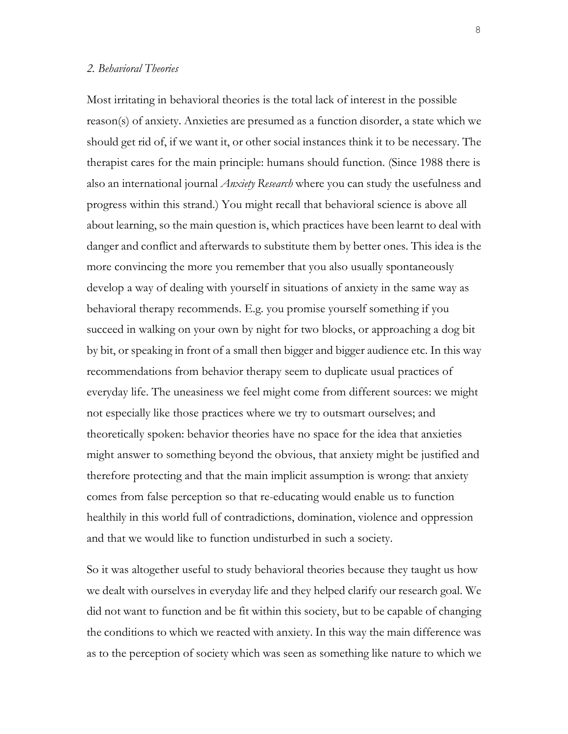*2. Behavioral Theories*

Most irritating in behavioral theories is the total lack of interest in the possible reason(s) of anxiety. Anxieties are presumed as a function disorder, a state which we should get rid of, if we want it, or other social instances think it to be necessary. The therapist cares for the main principle: humans should function. (Since 1988 there is also an international journal *Anxiety Research* where you can study the usefulness and progress within this strand.) You might recall that behavioral science is above all about learning, so the main question is, which practices have been learnt to deal with danger and conflict and afterwards to substitute them by better ones. This idea is the more convincing the more you remember that you also usually spontaneously develop a way of dealing with yourself in situations of anxiety in the same way as behavioral therapy recommends. E.g. you promise yourself something if you succeed in walking on your own by night for two blocks, or approaching a dog bit by bit, or speaking in front of a small then bigger and bigger audience etc. In this way recommendations from behavior therapy seem to duplicate usual practices of everyday life. The uneasiness we feel might come from different sources: we might not especially like those practices where we try to outsmart ourselves; and theoretically spoken: behavior theories have no space for the idea that anxieties might answer to something beyond the obvious, that anxiety might be justified and therefore protecting and that the main implicit assumption is wrong: that anxiety comes from false perception so that re-educating would enable us to function healthily in this world full of contradictions, domination, violence and oppression and that we would like to function undisturbed in such a society.

So it was altogether useful to study behavioral theories because they taught us how we dealt with ourselves in everyday life and they helped clarify our research goal. We did not want to function and be fit within this society, but to be capable of changing the conditions to which we reacted with anxiety. In this way the main difference was as to the perception of society which was seen as something like nature to which we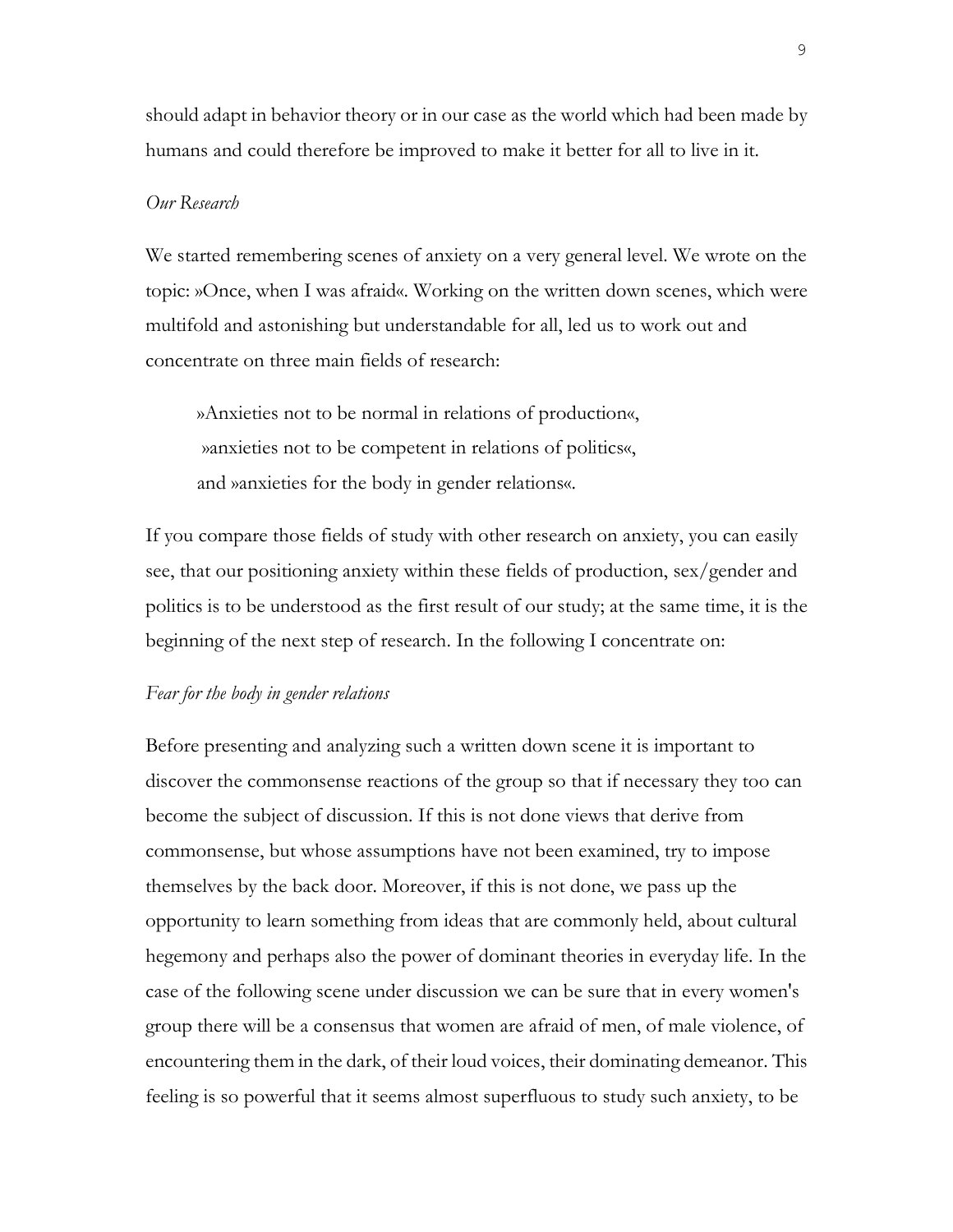should adapt in behavior theory or in our case as the world which had been made by humans and could therefore be improved to make it better for all to live in it.

*Our Research*

We started remembering scenes of anxiety on a very general level. We wrote on the topic: »Once, when I was afraid«. Working on the written down scenes, which were multifold and astonishing but understandable for all, led us to work out and concentrate on three main fields of research:

> »Anxieties not to be normal in relations of production«,
> »anxieties not to be competent in relations of politics«,
> and »anxieties for the body in gender relations«.

If you compare those fields of study with other research on anxiety, you can easily see, that our positioning anxiety within these fields of production, sex/gender and politics is to be understood as the first result of our study; at the same time, it is the beginning of the next step of research. In the following I concentrate on:

*Fear for the body in gender relations*

Before presenting and analyzing such a written down scene it is important to discover the commonsense reactions of the group so that if necessary they too can become the subject of discussion. If this is not done views that derive from commonsense, but whose assumptions have not been examined, try to impose themselves by the back door. Moreover, if this is not done, we pass up the opportunity to learn something from ideas that are commonly held, about cultural hegemony and perhaps also the power of dominant theories in everyday life. In the case of the following scene under discussion we can be sure that in every women's group there will be a consensus that women are afraid of men, of male violence, of encountering them in the dark, of their loud voices, their dominating demeanor. This feeling is so powerful that it seems almost superfluous to study such anxiety, to be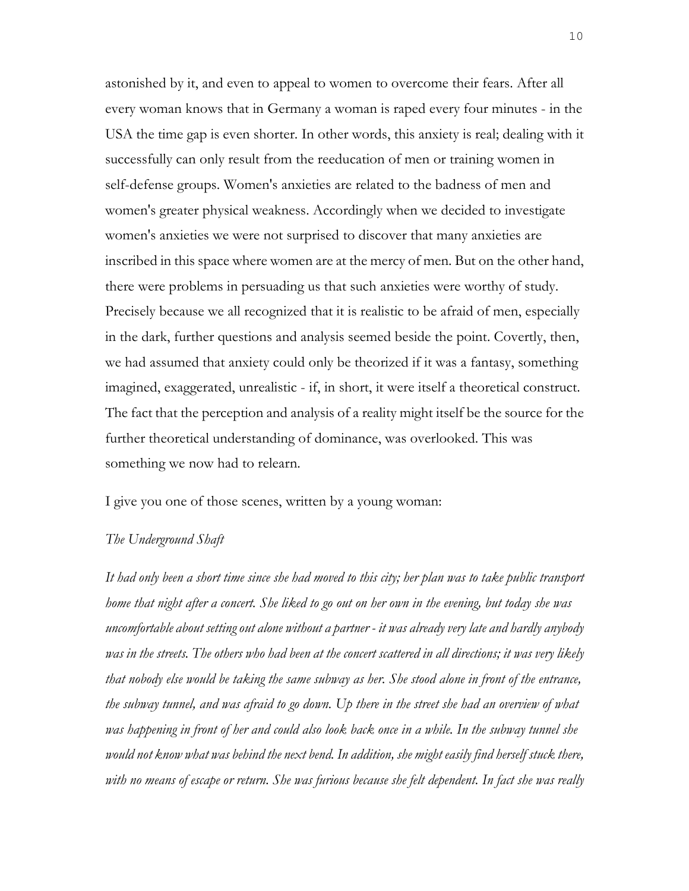astonished by it, and even to appeal to women to overcome their fears. After all every woman knows that in Germany a woman is raped every four minutes - in the USA the time gap is even shorter. In other words, this anxiety is real; dealing with it successfully can only result from the reeducation of men or training women in self-defense groups. Women's anxieties are related to the badness of men and women's greater physical weakness. Accordingly when we decided to investigate women's anxieties we were not surprised to discover that many anxieties are inscribed in this space where women are at the mercy of men. But on the other hand, there were problems in persuading us that such anxieties were worthy of study. Precisely because we all recognized that it is realistic to be afraid of men, especially in the dark, further questions and analysis seemed beside the point. Covertly, then, we had assumed that anxiety could only be theorized if it was a fantasy, something imagined, exaggerated, unrealistic - if, in short, it were itself a theoretical construct. The fact that the perception and analysis of a reality might itself be the source for the further theoretical understanding of dominance, was overlooked. This was something we now had to relearn.

I give you one of those scenes, written by a young woman:

*The Underground Shaft*

*It had only been a short time since she had moved to this city; her plan was to take public transport home that night after a concert. She liked to go out on her own in the evening, but today she was uncomfortable about setting out alone without a partner - it was already very late and hardly anybody was in the streets. The others who had been at the concert scattered in all directions; it was very likely that nobody else would be taking the same subway as her. She stood alone in front of the entrance, the subway tunnel, and was afraid to go down. Up there in the street she had an overview of what was happening in front of her and could also look back once in a while. In the subway tunnel she would not know what was behind the next bend. In addition, she might easily find herself stuck there, with no means of escape or return. She was furious because she felt dependent. In fact she was really*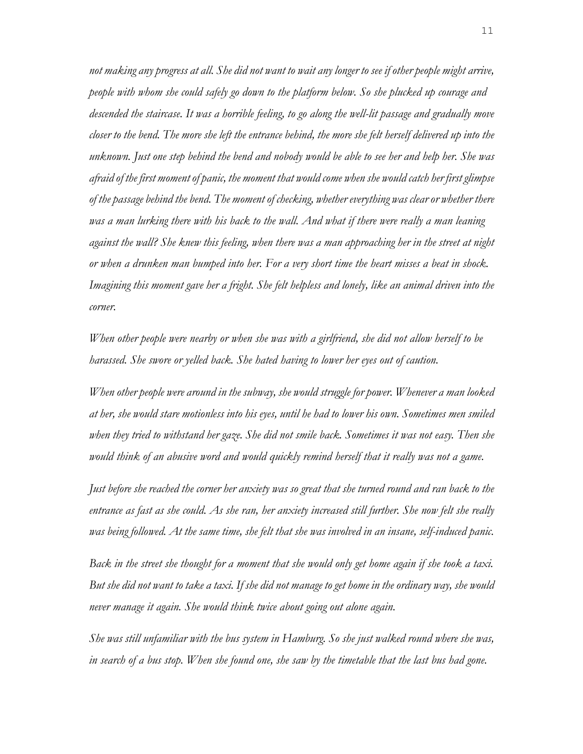*not making any progress at all. She did not want to wait any longer to see if other people might arrive, people with whom she could safely go down to the platform below. So she plucked up courage and descended the staircase. It was a horrible feeling, to go along the well-lit passage and gradually move closer to the bend. The more she left the entrance behind, the more she felt herself delivered up into the unknown. Just one step behind the bend and nobody would be able to see her and help her. She was afraid of the first moment of panic, the moment that would come when she would catch her first glimpse of the passage behind the bend. The moment of checking, whether everything was clear or whether there was a man lurking there with his back to the wall. And what if there were really a man leaning against the wall? She knew this feeling, when there was a man approaching her in the street at night or when a drunken man bumped into her. For a very short time the heart misses a beat in shock. Imagining this moment gave her a fright. She felt helpless and lonely, like an animal driven into the corner.*

*When other people were nearby or when she was with a girlfriend, she did not allow herself to be harassed. She swore or yelled back. She hated having to lower her eyes out of caution.*

*When other people were around in the subway, she would struggle for power. Whenever a man looked at her, she would stare motionless into his eyes, until he had to lower his own. Sometimes men smiled when they tried to withstand her gaze. She did not smile back. Sometimes it was not easy. Then she would think of an abusive word and would quickly remind herself that it really was not a game.*

*Just before she reached the corner her anxiety was so great that she turned round and ran back to the entrance as fast as she could. As she ran, her anxiety increased still further. She now felt she really was being followed. At the same time, she felt that she was involved in an insane, self-induced panic.*

*Back in the street she thought for a moment that she would only get home again if she took a taxi. But she did not want to take a taxi. If she did not manage to get home in the ordinary way, she would never manage it again. She would think twice about going out alone again.*

*She was still unfamiliar with the bus system in Hamburg. So she just walked round where she was, in search of a bus stop. When she found one, she saw by the timetable that the last bus had gone.*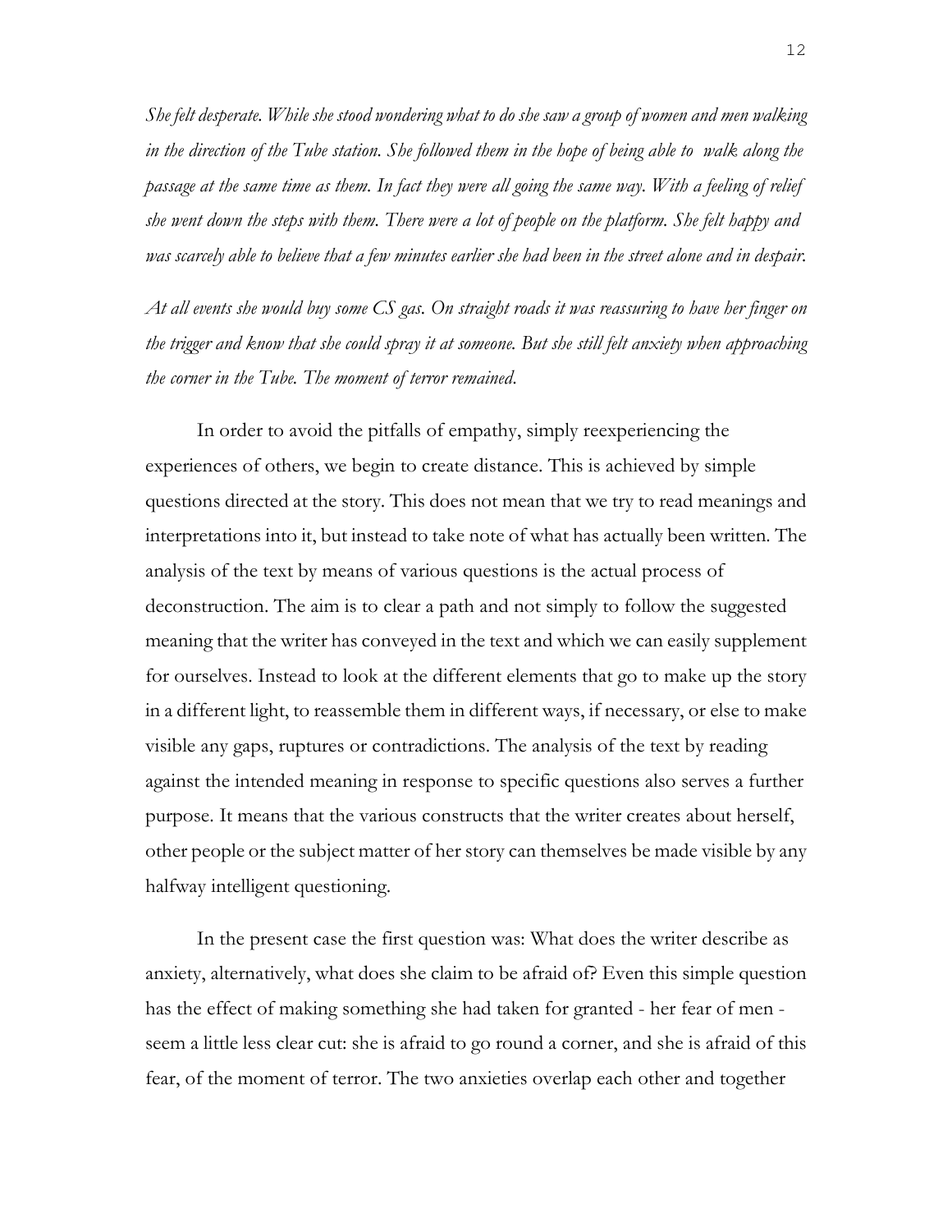*She felt desperate. While she stood wondering what to do she saw a group of women and men walking in the direction of the Tube station. She followed them in the hope of being able to walk along the passage at the same time as them. In fact they were all going the same way. With a feeling of relief she went down the steps with them. There were a lot of people on the platform. She felt happy and was scarcely able to believe that a few minutes earlier she had been in the street alone and in despair.*

*At all events she would buy some CS gas. On straight roads it was reassuring to have her finger on the trigger and know that she could spray it at someone. But she still felt anxiety when approaching the corner in the Tube. The moment of terror remained.*

In order to avoid the pitfalls of empathy, simply reexperiencing the experiences of others, we begin to create distance. This is achieved by simple questions directed at the story. This does not mean that we try to read meanings and interpretations into it, but instead to take note of what has actually been written. The analysis of the text by means of various questions is the actual process of deconstruction. The aim is to clear a path and not simply to follow the suggested meaning that the writer has conveyed in the text and which we can easily supplement for ourselves. Instead to look at the different elements that go to make up the story in a different light, to reassemble them in different ways, if necessary, or else to make visible any gaps, ruptures or contradictions. The analysis of the text by reading against the intended meaning in response to specific questions also serves a further purpose. It means that the various constructs that the writer creates about herself, other people or the subject matter of her story can themselves be made visible by any halfway intelligent questioning.

In the present case the first question was: What does the writer describe as anxiety, alternatively, what does she claim to be afraid of? Even this simple question has the effect of making something she had taken for granted - her fear of men - seem a little less clear cut: she is afraid to go round a corner, and she is afraid of this fear, of the moment of terror. The two anxieties overlap each other and together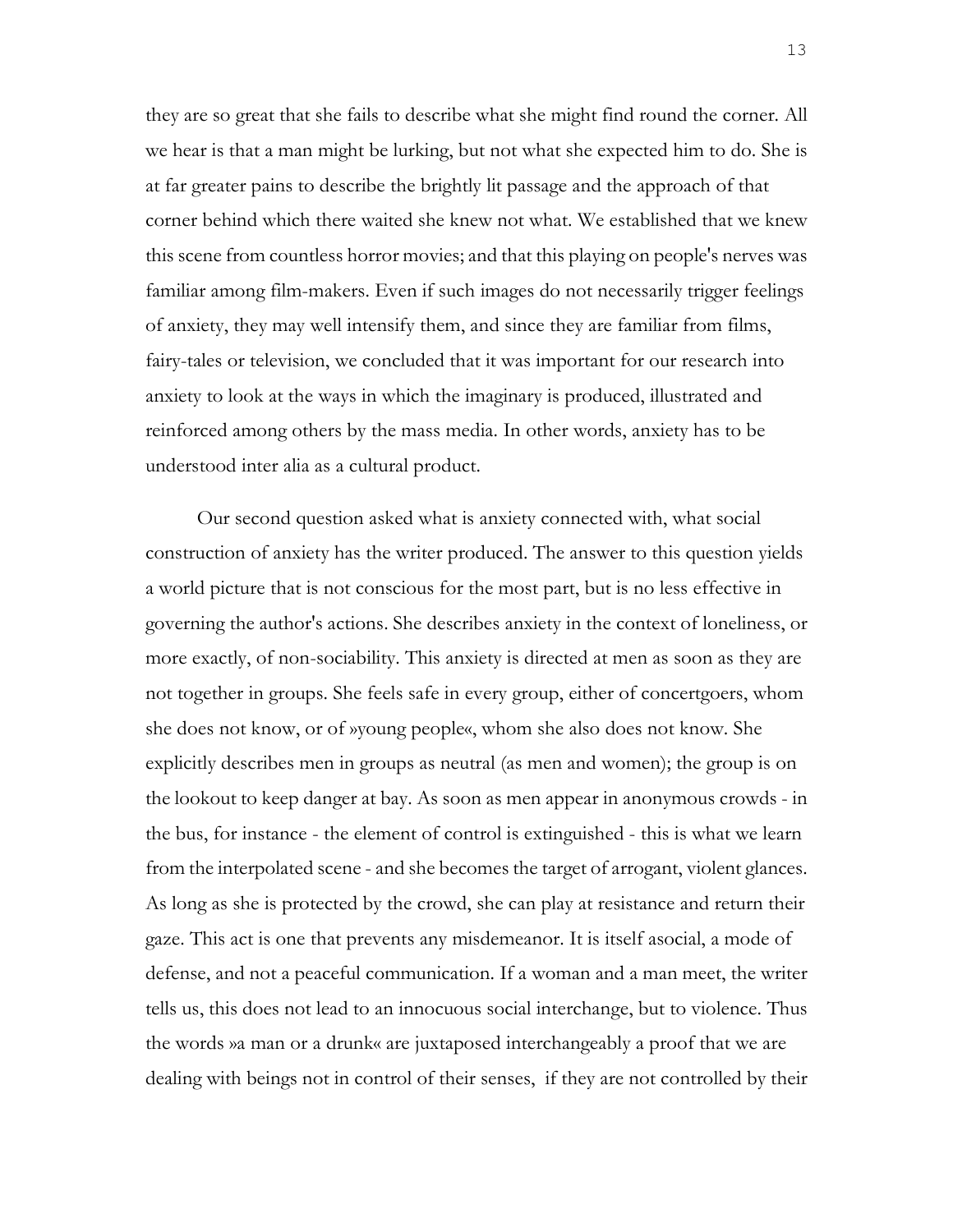they are so great that she fails to describe what she might find round the corner. All we hear is that a man might be lurking, but not what she expected him to do. She is at far greater pains to describe the brightly lit passage and the approach of that corner behind which there waited she knew not what. We established that we knew this scene from countless horror movies; and that this playing on people's nerves was familiar among film-makers. Even if such images do not necessarily trigger feelings of anxiety, they may well intensify them, and since they are familiar from films, fairy-tales or television, we concluded that it was important for our research into anxiety to look at the ways in which the imaginary is produced, illustrated and reinforced among others by the mass media. In other words, anxiety has to be understood inter alia as a cultural product.

Our second question asked what is anxiety connected with, what social construction of anxiety has the writer produced. The answer to this question yields a world picture that is not conscious for the most part, but is no less effective in governing the author's actions. She describes anxiety in the context of loneliness, or more exactly, of non-sociability. This anxiety is directed at men as soon as they are not together in groups. She feels safe in every group, either of concertgoers, whom she does not know, or of »young people«, whom she also does not know. She explicitly describes men in groups as neutral (as men and women); the group is on the lookout to keep danger at bay. As soon as men appear in anonymous crowds - in the bus, for instance - the element of control is extinguished - this is what we learn from the interpolated scene - and she becomes the target of arrogant, violent glances. As long as she is protected by the crowd, she can play at resistance and return their gaze. This act is one that prevents any misdemeanor. It is itself asocial, a mode of defense, and not a peaceful communication. If a woman and a man meet, the writer tells us, this does not lead to an innocuous social interchange, but to violence. Thus the words »a man or a drunk« are juxtaposed interchangeably a proof that we are dealing with beings not in control of their senses, if they are not controlled by their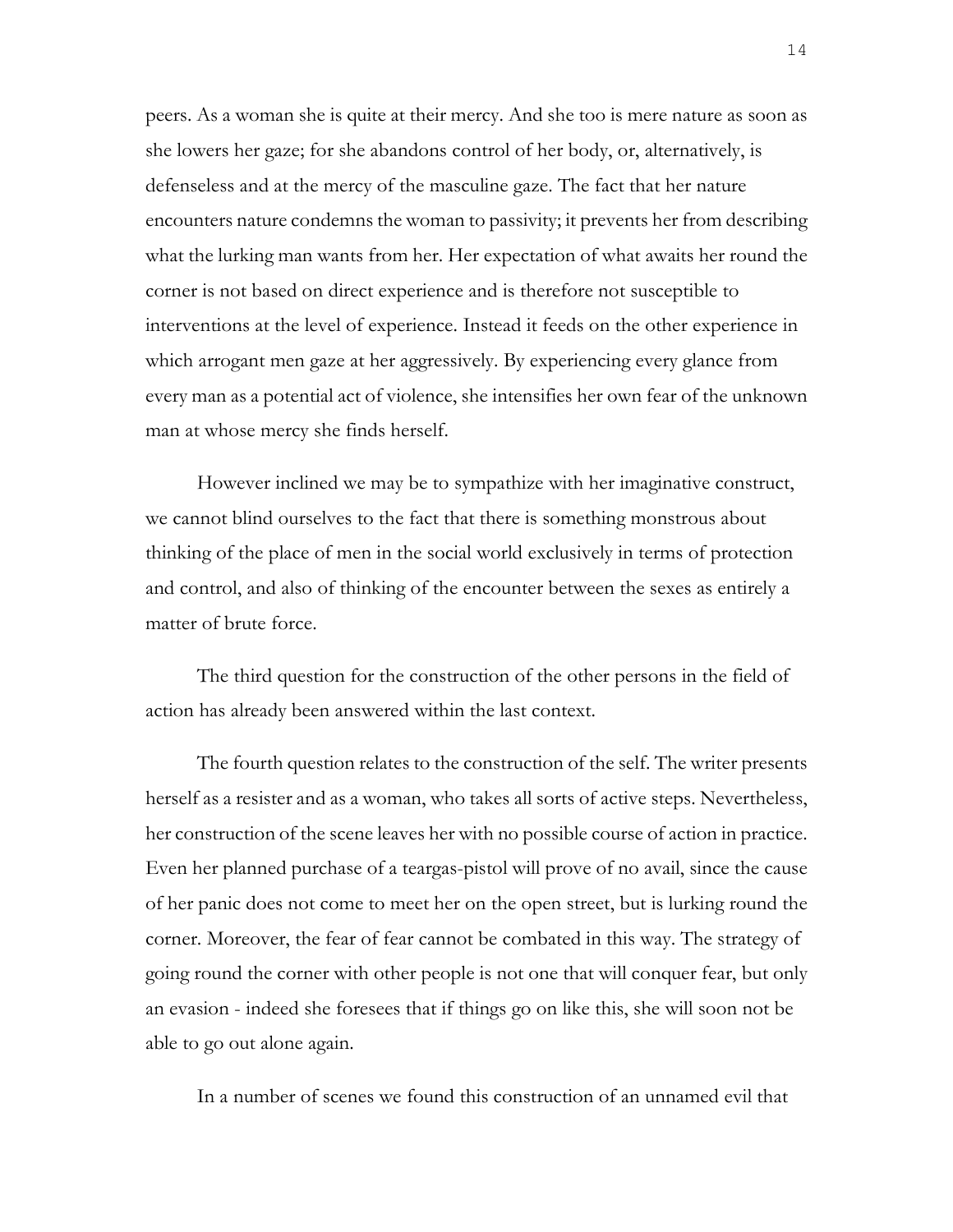peers. As a woman she is quite at their mercy. And she too is mere nature as soon as she lowers her gaze; for she abandons control of her body, or, alternatively, is defenseless and at the mercy of the masculine gaze. The fact that her nature encounters nature condemns the woman to passivity; it prevents her from describing what the lurking man wants from her. Her expectation of what awaits her round the corner is not based on direct experience and is therefore not susceptible to interventions at the level of experience. Instead it feeds on the other experience in which arrogant men gaze at her aggressively. By experiencing every glance from every man as a potential act of violence, she intensifies her own fear of the unknown man at whose mercy she finds herself.

However inclined we may be to sympathize with her imaginative construct, we cannot blind ourselves to the fact that there is something monstrous about thinking of the place of men in the social world exclusively in terms of protection and control, and also of thinking of the encounter between the sexes as entirely a matter of brute force.

The third question for the construction of the other persons in the field of action has already been answered within the last context.

The fourth question relates to the construction of the self. The writer presents herself as a resister and as a woman, who takes all sorts of active steps. Nevertheless, her construction of the scene leaves her with no possible course of action in practice. Even her planned purchase of a teargas-pistol will prove of no avail, since the cause of her panic does not come to meet her on the open street, but is lurking round the corner. Moreover, the fear of fear cannot be combated in this way. The strategy of going round the corner with other people is not one that will conquer fear, but only an evasion - indeed she foresees that if things go on like this, she will soon not be able to go out alone again.

In a number of scenes we found this construction of an unnamed evil that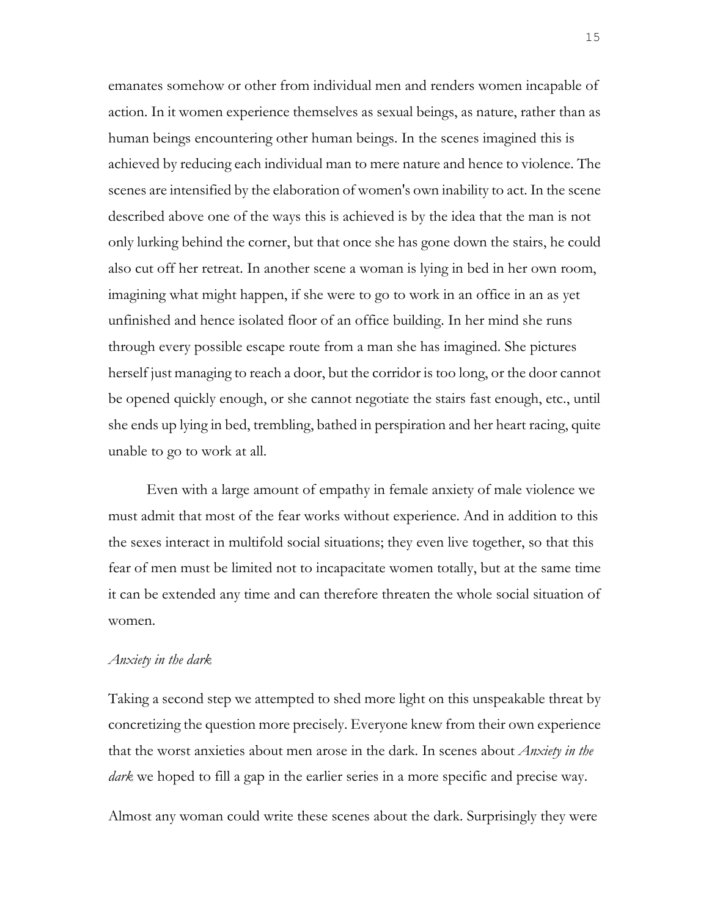emanates somehow or other from individual men and renders women incapable of action. In it women experience themselves as sexual beings, as nature, rather than as human beings encountering other human beings. In the scenes imagined this is achieved by reducing each individual man to mere nature and hence to violence. The scenes are intensified by the elaboration of women's own inability to act. In the scene described above one of the ways this is achieved is by the idea that the man is not only lurking behind the corner, but that once she has gone down the stairs, he could also cut off her retreat. In another scene a woman is lying in bed in her own room, imagining what might happen, if she were to go to work in an office in an as yet unfinished and hence isolated floor of an office building. In her mind she runs through every possible escape route from a man she has imagined. She pictures herself just managing to reach a door, but the corridor is too long, or the door cannot be opened quickly enough, or she cannot negotiate the stairs fast enough, etc., until she ends up lying in bed, trembling, bathed in perspiration and her heart racing, quite unable to go to work at all.

Even with a large amount of empathy in female anxiety of male violence we must admit that most of the fear works without experience. And in addition to this the sexes interact in multifold social situations; they even live together, so that this fear of men must be limited not to incapacitate women totally, but at the same time it can be extended any time and can therefore threaten the whole social situation of women.

*Anxiety in the dark*

Taking a second step we attempted to shed more light on this unspeakable threat by concretizing the question more precisely. Everyone knew from their own experience that the worst anxieties about men arose in the dark. In scenes about *Anxiety in the dark* we hoped to fill a gap in the earlier series in a more specific and precise way.

Almost any woman could write these scenes about the dark. Surprisingly they were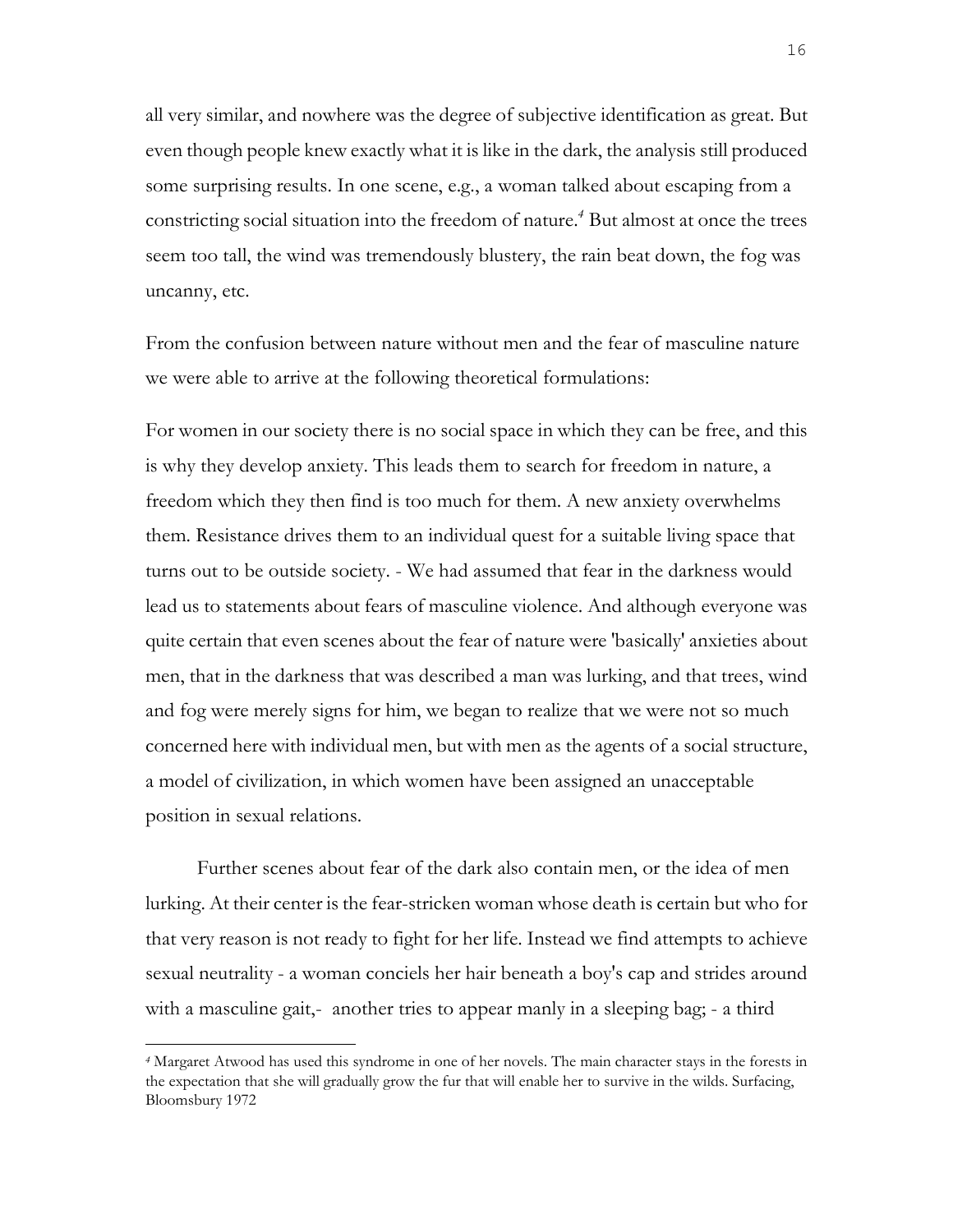all very similar, and nowhere was the degree of subjective identification as great. But even though people knew exactly what it is like in the dark, the analysis still produced some surprising results. In one scene, e.g., a woman talked about escaping from a constricting social situation into the freedom of nature.[4] But almost at once the trees seem too tall, the wind was tremendously blustery, the rain beat down, the fog was uncanny, etc.

From the confusion between nature without men and the fear of masculine nature we were able to arrive at the following theoretical formulations:

For women in our society there is no social space in which they can be free, and this is why they develop anxiety. This leads them to search for freedom in nature, a freedom which they then find is too much for them. A new anxiety overwhelms them. Resistance drives them to an individual quest for a suitable living space that turns out to be outside society. - We had assumed that fear in the darkness would lead us to statements about fears of masculine violence. And although everyone was quite certain that even scenes about the fear of nature were 'basically' anxieties about men, that in the darkness that was described a man was lurking, and that trees, wind and fog were merely signs for him, we began to realize that we were not so much concerned here with individual men, but with men as the agents of a social structure, a model of civilization, in which women have been assigned an unacceptable position in sexual relations.

Further scenes about fear of the dark also contain men, or the idea of men lurking. At their center is the fear-stricken woman whose death is certain but who for that very reason is not ready to fight for her life. Instead we find attempts to achieve sexual neutrality - a woman conciels her hair beneath a boy's cap and strides around with a masculine gait,- another tries to appear manly in a sleeping bag; - a third

---

[4] Margaret Atwood has used this syndrome in one of her novels. The main character stays in the forests in the expectation that she will gradually grow the fur that will enable her to survive in the wilds. Surfacing, Bloomsbury 1972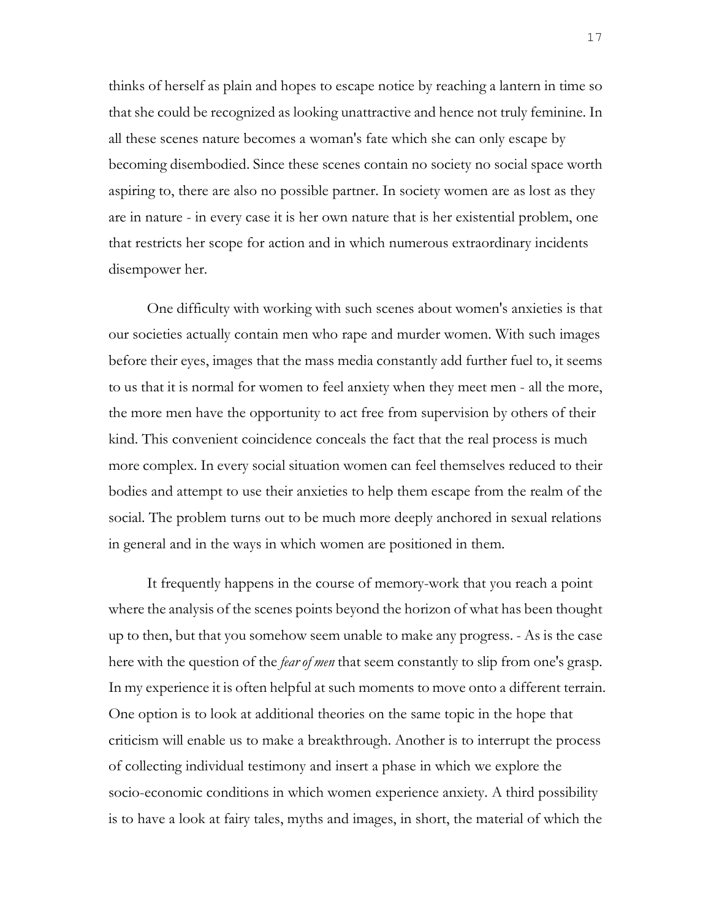thinks of herself as plain and hopes to escape notice by reaching a lantern in time so that she could be recognized as looking unattractive and hence not truly feminine. In all these scenes nature becomes a woman's fate which she can only escape by becoming disembodied. Since these scenes contain no society no social space worth aspiring to, there are also no possible partner. In society women are as lost as they are in nature - in every case it is her own nature that is her existential problem, one that restricts her scope for action and in which numerous extraordinary incidents disempower her.

One difficulty with working with such scenes about women's anxieties is that our societies actually contain men who rape and murder women. With such images before their eyes, images that the mass media constantly add further fuel to, it seems to us that it is normal for women to feel anxiety when they meet men - all the more, the more men have the opportunity to act free from supervision by others of their kind. This convenient coincidence conceals the fact that the real process is much more complex. In every social situation women can feel themselves reduced to their bodies and attempt to use their anxieties to help them escape from the realm of the social. The problem turns out to be much more deeply anchored in sexual relations in general and in the ways in which women are positioned in them.

It frequently happens in the course of memory-work that you reach a point where the analysis of the scenes points beyond the horizon of what has been thought up to then, but that you somehow seem unable to make any progress. - As is the case here with the question of the *fear of men* that seem constantly to slip from one's grasp. In my experience it is often helpful at such moments to move onto a different terrain. One option is to look at additional theories on the same topic in the hope that criticism will enable us to make a breakthrough. Another is to interrupt the process of collecting individual testimony and insert a phase in which we explore the socio-economic conditions in which women experience anxiety. A third possibility is to have a look at fairy tales, myths and images, in short, the material of which the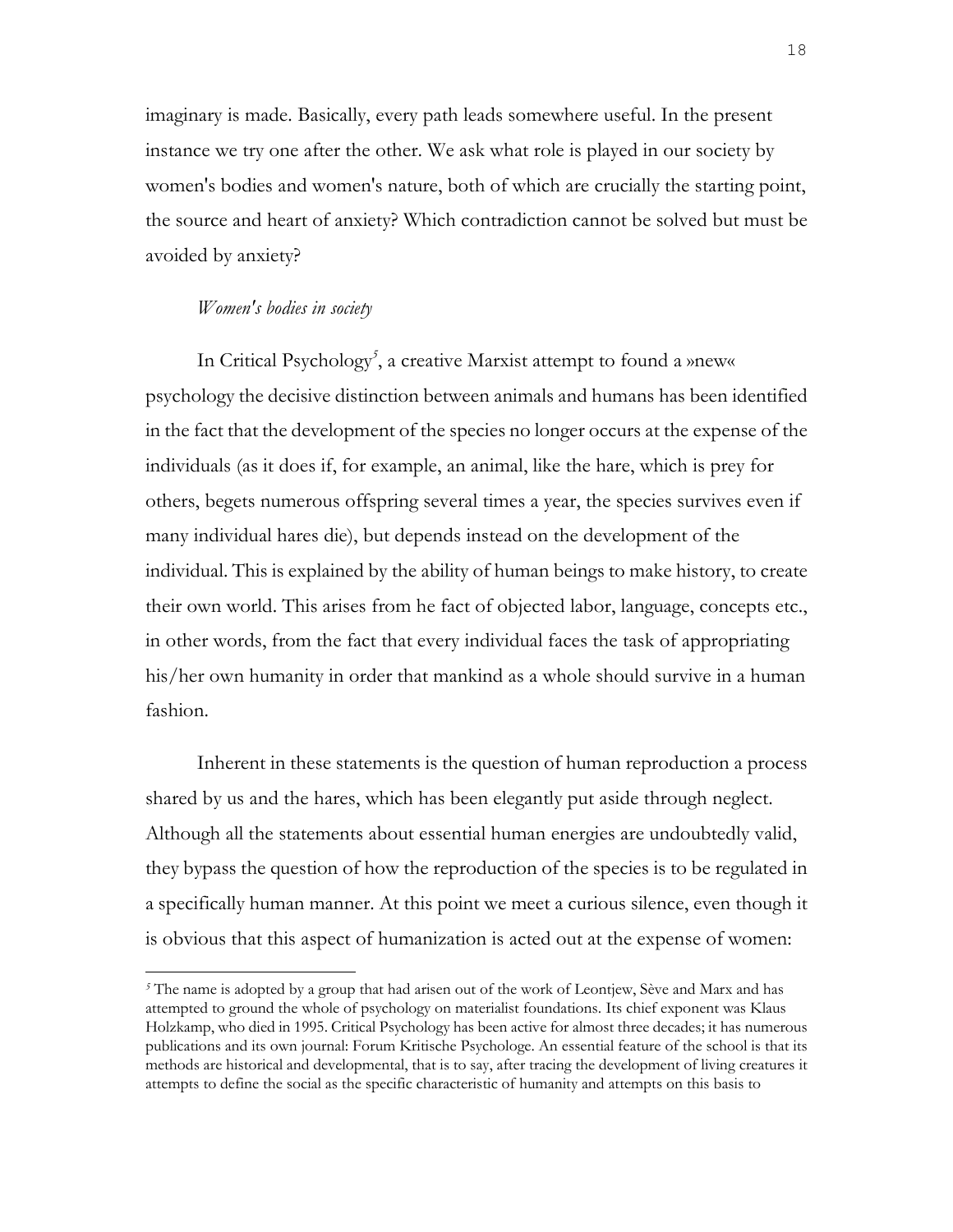imaginary is made. Basically, every path leads somewhere useful. In the present instance we try one after the other. We ask what role is played in our society by women's bodies and women's nature, both of which are crucially the starting point, the source and heart of anxiety? Which contradiction cannot be solved but must be avoided by anxiety?

*Women's bodies in society*

In Critical Psychology[5], a creative Marxist attempt to found a »new« psychology the decisive distinction between animals and humans has been identified in the fact that the development of the species no longer occurs at the expense of the individuals (as it does if, for example, an animal, like the hare, which is prey for others, begets numerous offspring several times a year, the species survives even if many individual hares die), but depends instead on the development of the individual. This is explained by the ability of human beings to make history, to create their own world. This arises from he fact of objected labor, language, concepts etc., in other words, from the fact that every individual faces the task of appropriating his/her own humanity in order that mankind as a whole should survive in a human fashion.

Inherent in these statements is the question of human reproduction a process shared by us and the hares, which has been elegantly put aside through neglect. Although all the statements about essential human energies are undoubtedly valid, they bypass the question of how the reproduction of the species is to be regulated in a specifically human manner. At this point we meet a curious silence, even though it is obvious that this aspect of humanization is acted out at the expense of women:

[5] The name is adopted by a group that had arisen out of the work of Leontjew, Sève and Marx and has attempted to ground the whole of psychology on materialist foundations. Its chief exponent was Klaus Holzkamp, who died in 1995. Critical Psychology has been active for almost three decades; it has numerous publications and its own journal: Forum Kritische Psychologe. An essential feature of the school is that its methods are historical and developmental, that is to say, after tracing the development of living creatures it attempts to define the social as the specific characteristic of humanity and attempts on this basis to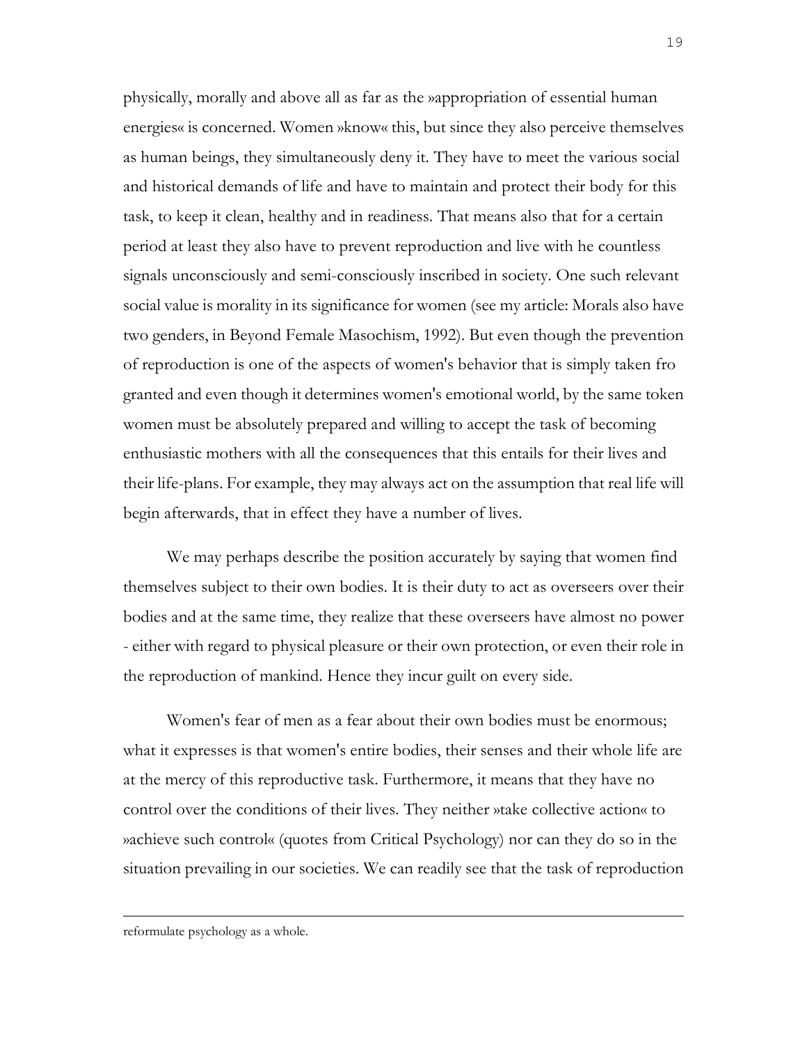physically, morally and above all as far as the »appropriation of essential human energies« is concerned. Women »know« this, but since they also perceive themselves as human beings, they simultaneously deny it. They have to meet the various social and historical demands of life and have to maintain and protect their body for this task, to keep it clean, healthy and in readiness. That means also that for a certain period at least they also have to prevent reproduction and live with he countless signals unconsciously and semi-consciously inscribed in society. One such relevant social value is morality in its significance for women (see my article: Morals also have two genders, in Beyond Female Masochism, 1992). But even though the prevention of reproduction is one of the aspects of women's behavior that is simply taken fro granted and even though it determines women's emotional world, by the same token women must be absolutely prepared and willing to accept the task of becoming enthusiastic mothers with all the consequences that this entails for their lives and their life-plans. For example, they may always act on the assumption that real life will begin afterwards, that in effect they have a number of lives.

We may perhaps describe the position accurately by saying that women find themselves subject to their own bodies. It is their duty to act as overseers over their bodies and at the same time, they realize that these overseers have almost no power - either with regard to physical pleasure or their own protection, or even their role in the reproduction of mankind. Hence they incur guilt on every side.

Women's fear of men as a fear about their own bodies must be enormous; what it expresses is that women's entire bodies, their senses and their whole life are at the mercy of this reproductive task. Furthermore, it means that they have no control over the conditions of their lives. They neither »take collective action« to »achieve such control« (quotes from Critical Psychology) nor can they do so in the situation prevailing in our societies. We can readily see that the task of reproduction

---

reformulate psychology as a whole.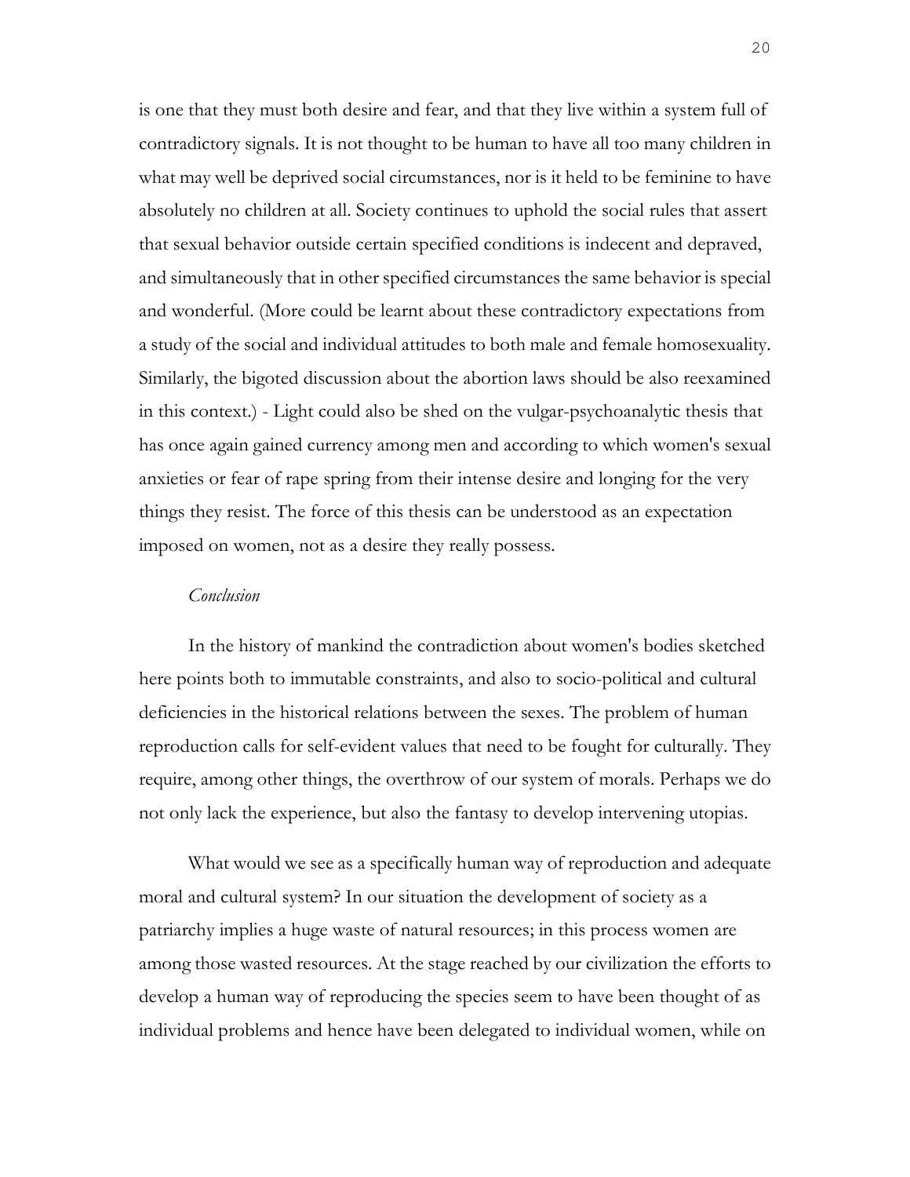is one that they must both desire and fear, and that they live within a system full of contradictory signals. It is not thought to be human to have all too many children in what may well be deprived social circumstances, nor is it held to be feminine to have absolutely no children at all. Society continues to uphold the social rules that assert that sexual behavior outside certain specified conditions is indecent and depraved, and simultaneously that in other specified circumstances the same behavior is special and wonderful. (More could be learnt about these contradictory expectations from a study of the social and individual attitudes to both male and female homosexuality. Similarly, the bigoted discussion about the abortion laws should be also reexamined in this context.) - Light could also be shed on the vulgar-psychoanalytic thesis that has once again gained currency among men and according to which women's sexual anxieties or fear of rape spring from their intense desire and longing for the very things they resist. The force of this thesis can be understood as an expectation imposed on women, not as a desire they really possess.

*Conclusion*

In the history of mankind the contradiction about women's bodies sketched here points both to immutable constraints, and also to socio-political and cultural deficiencies in the historical relations between the sexes. The problem of human reproduction calls for self-evident values that need to be fought for culturally. They require, among other things, the overthrow of our system of morals. Perhaps we do not only lack the experience, but also the fantasy to develop intervening utopias.

What would we see as a specifically human way of reproduction and adequate moral and cultural system? In our situation the development of society as a patriarchy implies a huge waste of natural resources; in this process women are among those wasted resources. At the stage reached by our civilization the efforts to develop a human way of reproducing the species seem to have been thought of as individual problems and hence have been delegated to individual women, while on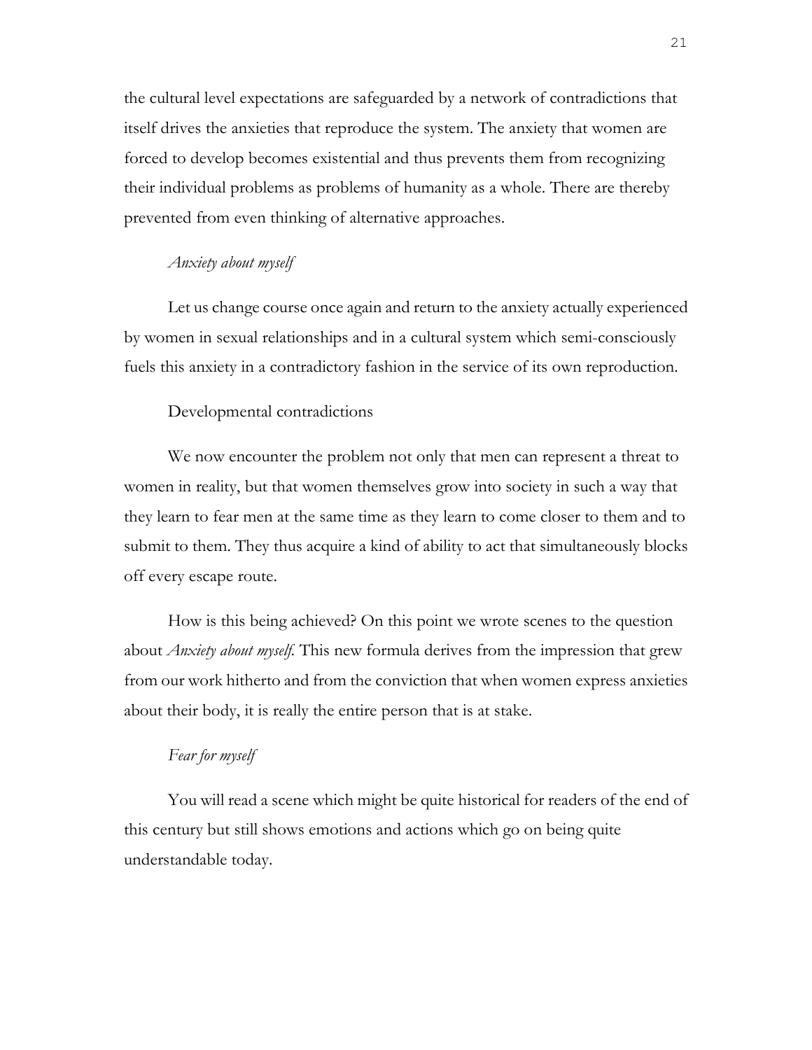the cultural level expectations are safeguarded by a network of contradictions that itself drives the anxieties that reproduce the system. The anxiety that women are forced to develop becomes existential and thus prevents them from recognizing their individual problems as problems of humanity as a whole. There are thereby prevented from even thinking of alternative approaches.

### *Anxiety about myself*

Let us change course once again and return to the anxiety actually experienced by women in sexual relationships and in a cultural system which semi-consciously fuels this anxiety in a contradictory fashion in the service of its own reproduction.

### Developmental contradictions

We now encounter the problem not only that men can represent a threat to women in reality, but that women themselves grow into society in such a way that they learn to fear men at the same time as they learn to come closer to them and to submit to them. They thus acquire a kind of ability to act that simultaneously blocks off every escape route.

How is this being achieved? On this point we wrote scenes to the question about *Anxiety about myself*. This new formula derives from the impression that grew from our work hitherto and from the conviction that when women express anxieties about their body, it is really the entire person that is at stake.

### *Fear for myself*

You will read a scene which might be quite historical for readers of the end of this century but still shows emotions and actions which go on being quite understandable today.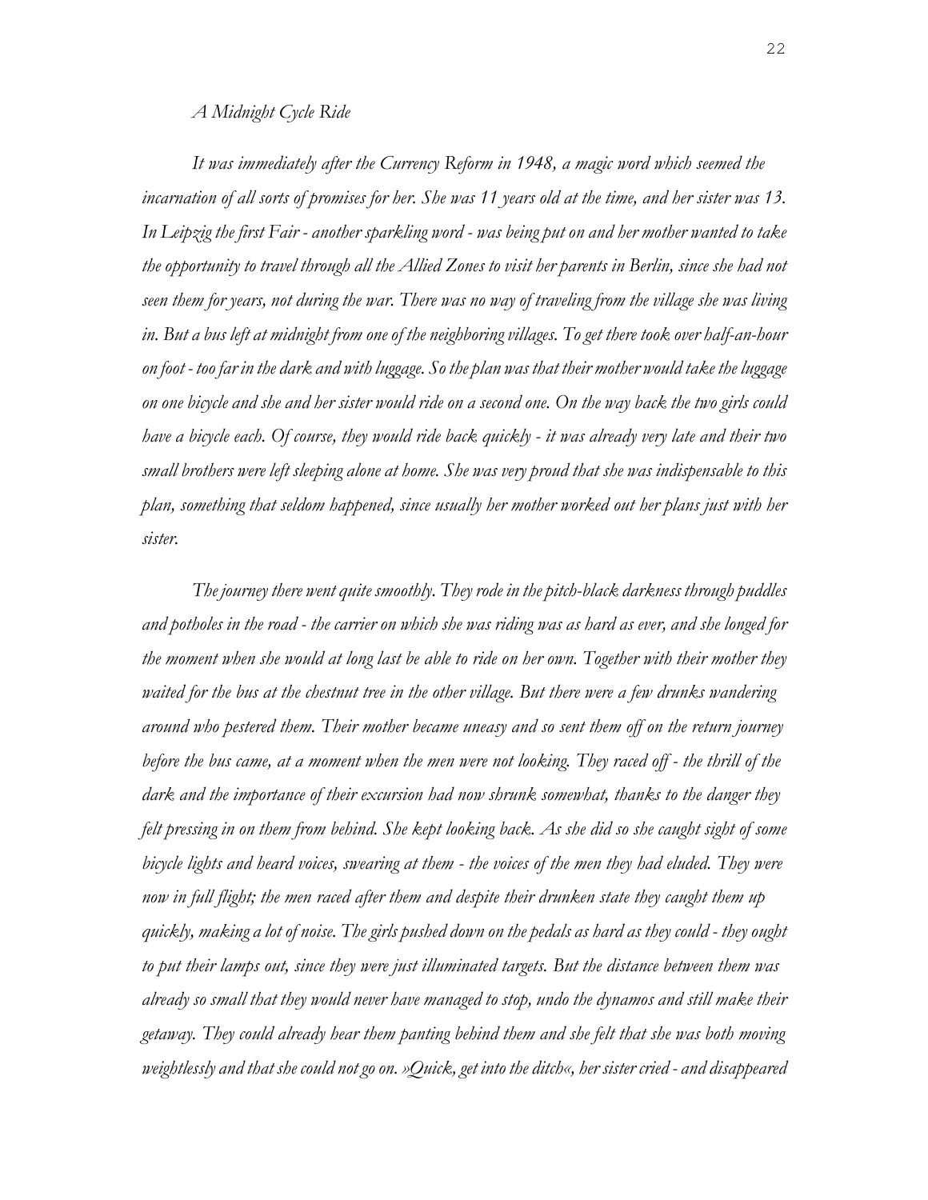*A Midnight Cycle Ride*

*It was immediately after the Currency Reform in 1948, a magic word which seemed the incarnation of all sorts of promises for her. She was 11 years old at the time, and her sister was 13. In Leipzig the first Fair - another sparkling word - was being put on and her mother wanted to take the opportunity to travel through all the Allied Zones to visit her parents in Berlin, since she had not seen them for years, not during the war. There was no way of traveling from the village she was living in. But a bus left at midnight from one of the neighboring villages. To get there took over half-an-hour on foot - too far in the dark and with luggage. So the plan was that their mother would take the luggage on one bicycle and she and her sister would ride on a second one. On the way back the two girls could have a bicycle each. Of course, they would ride back quickly - it was already very late and their two small brothers were left sleeping alone at home. She was very proud that she was indispensable to this plan, something that seldom happened, since usually her mother worked out her plans just with her sister.*

*The journey there went quite smoothly. They rode in the pitch-black darkness through puddles and potholes in the road - the carrier on which she was riding was as hard as ever, and she longed for the moment when she would at long last be able to ride on her own. Together with their mother they waited for the bus at the chestnut tree in the other village. But there were a few drunks wandering around who pestered them. Their mother became uneasy and so sent them off on the return journey before the bus came, at a moment when the men were not looking. They raced off - the thrill of the dark and the importance of their excursion had now shrunk somewhat, thanks to the danger they felt pressing in on them from behind. She kept looking back. As she did so she caught sight of some bicycle lights and heard voices, swearing at them - the voices of the men they had eluded. They were now in full flight; the men raced after them and despite their drunken state they caught them up quickly, making a lot of noise. The girls pushed down on the pedals as hard as they could - they ought to put their lamps out, since they were just illuminated targets. But the distance between them was already so small that they would never have managed to stop, undo the dynamos and still make their getaway. They could already hear them panting behind them and she felt that she was both moving weightlessly and that she could not go on. »Quick, get into the ditch«, her sister cried - and disappeared*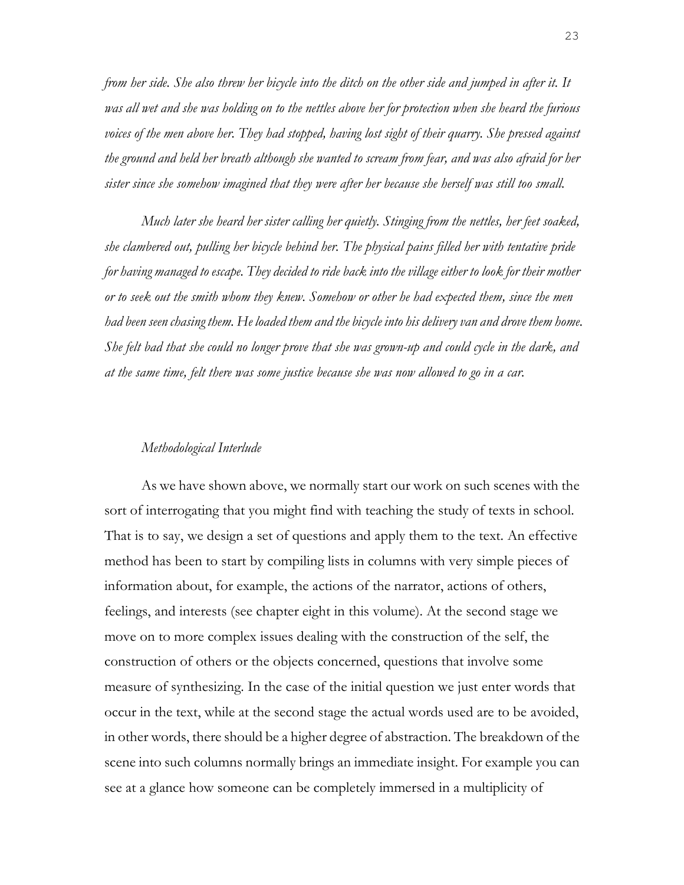*from her side. She also threw her bicycle into the ditch on the other side and jumped in after it. It was all wet and she was holding on to the nettles above her for protection when she heard the furious voices of the men above her. They had stopped, having lost sight of their quarry. She pressed against the ground and held her breath although she wanted to scream from fear, and was also afraid for her sister since she somehow imagined that they were after her because she herself was still too small.*

*Much later she heard her sister calling her quietly. Stinging from the nettles, her feet soaked, she clambered out, pulling her bicycle behind her. The physical pains filled her with tentative pride for having managed to escape. They decided to ride back into the village either to look for their mother or to seek out the smith whom they knew. Somehow or other he had expected them, since the men had been seen chasing them. He loaded them and the bicycle into his delivery van and drove them home. She felt bad that she could no longer prove that she was grown-up and could cycle in the dark, and at the same time, felt there was some justice because she was now allowed to go in a car.*

### *Methodological Interlude*

As we have shown above, we normally start our work on such scenes with the sort of interrogating that you might find with teaching the study of texts in school. That is to say, we design a set of questions and apply them to the text. An effective method has been to start by compiling lists in columns with very simple pieces of information about, for example, the actions of the narrator, actions of others, feelings, and interests (see chapter eight in this volume). At the second stage we move on to more complex issues dealing with the construction of the self, the construction of others or the objects concerned, questions that involve some measure of synthesizing. In the case of the initial question we just enter words that occur in the text, while at the second stage the actual words used are to be avoided, in other words, there should be a higher degree of abstraction. The breakdown of the scene into such columns normally brings an immediate insight. For example you can see at a glance how someone can be completely immersed in a multiplicity of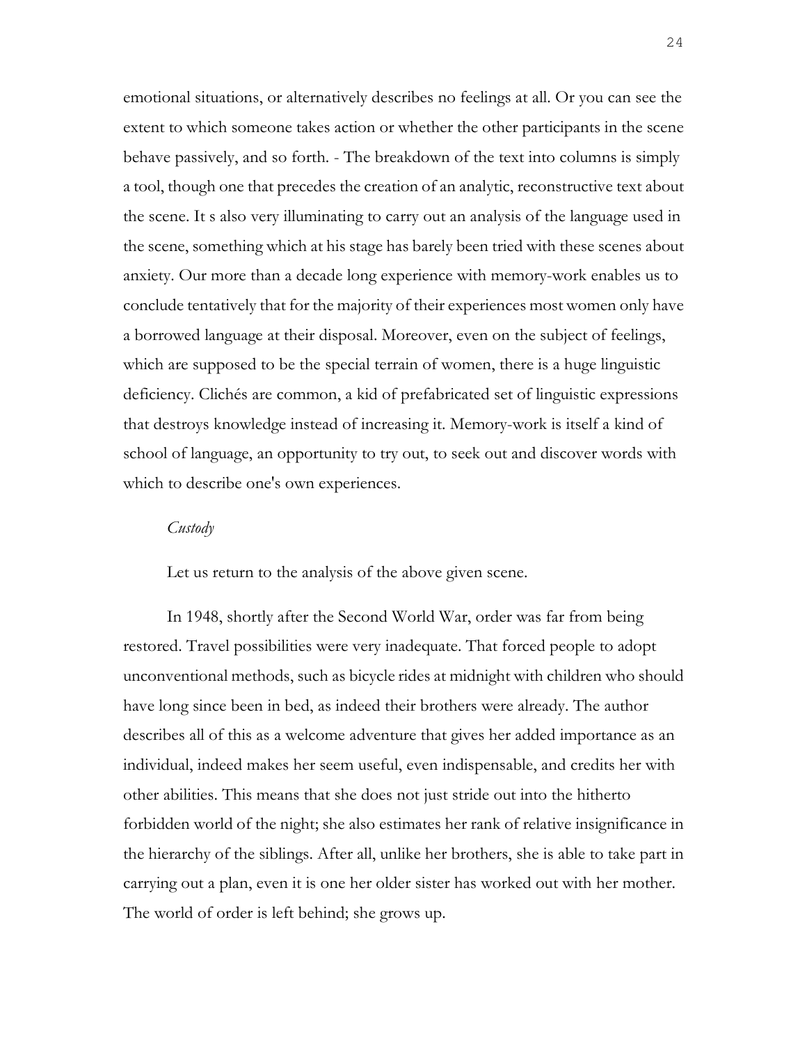emotional situations, or alternatively describes no feelings at all. Or you can see the extent to which someone takes action or whether the other participants in the scene behave passively, and so forth. - The breakdown of the text into columns is simply a tool, though one that precedes the creation of an analytic, reconstructive text about the scene. It s also very illuminating to carry out an analysis of the language used in the scene, something which at his stage has barely been tried with these scenes about anxiety. Our more than a decade long experience with memory-work enables us to conclude tentatively that for the majority of their experiences most women only have a borrowed language at their disposal. Moreover, even on the subject of feelings, which are supposed to be the special terrain of women, there is a huge linguistic deficiency. Clichés are common, a kid of prefabricated set of linguistic expressions that destroys knowledge instead of increasing it. Memory-work is itself a kind of school of language, an opportunity to try out, to seek out and discover words with which to describe one's own experiences.

*Custody*

Let us return to the analysis of the above given scene.

In 1948, shortly after the Second World War, order was far from being restored. Travel possibilities were very inadequate. That forced people to adopt unconventional methods, such as bicycle rides at midnight with children who should have long since been in bed, as indeed their brothers were already. The author describes all of this as a welcome adventure that gives her added importance as an individual, indeed makes her seem useful, even indispensable, and credits her with other abilities. This means that she does not just stride out into the hitherto forbidden world of the night; she also estimates her rank of relative insignificance in the hierarchy of the siblings. After all, unlike her brothers, she is able to take part in carrying out a plan, even it is one her older sister has worked out with her mother. The world of order is left behind; she grows up.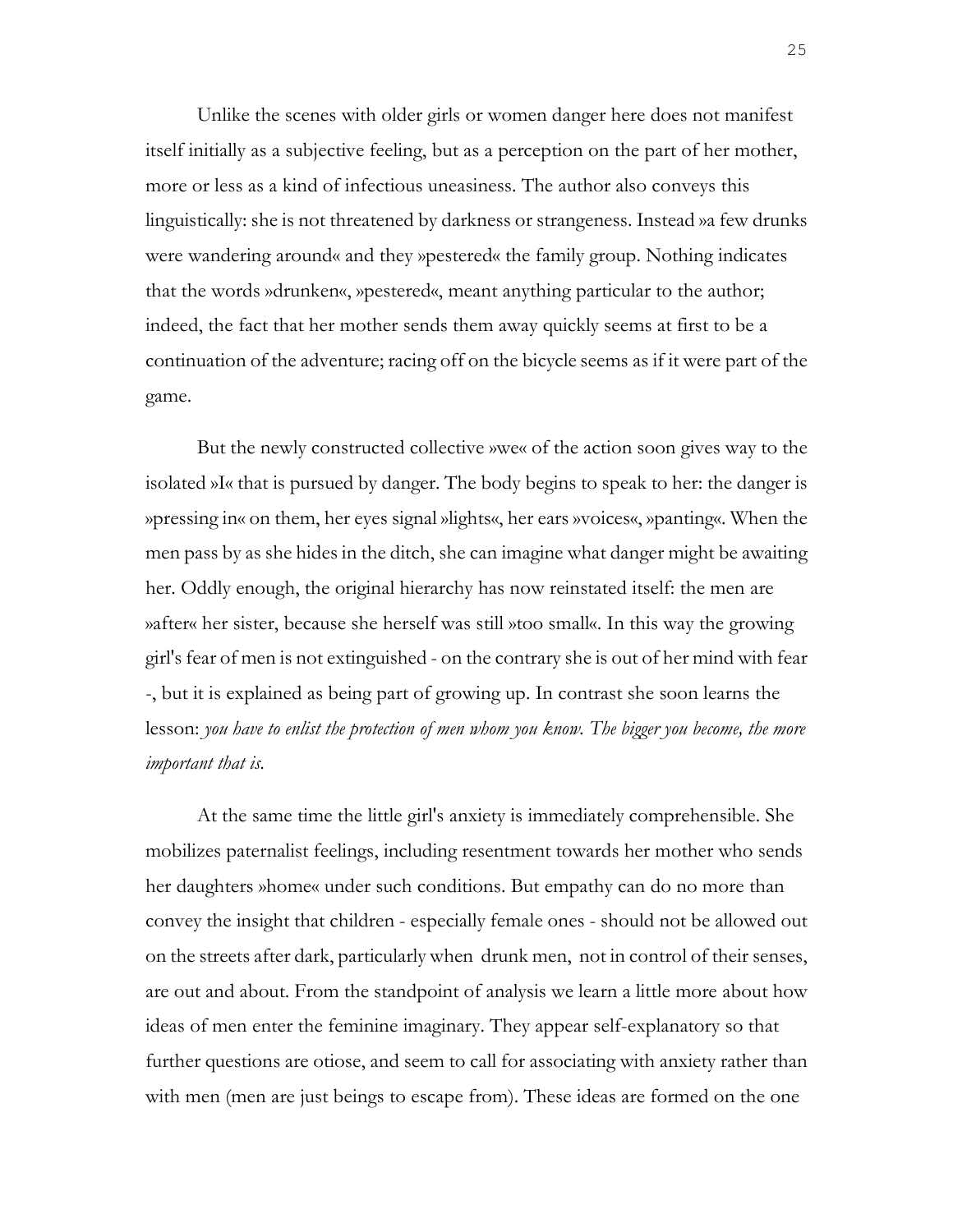Unlike the scenes with older girls or women danger here does not manifest itself initially as a subjective feeling, but as a perception on the part of her mother, more or less as a kind of infectious uneasiness. The author also conveys this linguistically: she is not threatened by darkness or strangeness. Instead »a few drunks were wandering around« and they »pestered« the family group. Nothing indicates that the words »drunken«, »pestered«, meant anything particular to the author; indeed, the fact that her mother sends them away quickly seems at first to be a continuation of the adventure; racing off on the bicycle seems as if it were part of the game.

But the newly constructed collective »we« of the action soon gives way to the isolated »I« that is pursued by danger. The body begins to speak to her: the danger is »pressing in« on them, her eyes signal »lights«, her ears »voices«, »panting«. When the men pass by as she hides in the ditch, she can imagine what danger might be awaiting her. Oddly enough, the original hierarchy has now reinstated itself: the men are »after« her sister, because she herself was still »too small«. In this way the growing girl's fear of men is not extinguished - on the contrary she is out of her mind with fear -, but it is explained as being part of growing up. In contrast she soon learns the lesson: *you have to enlist the protection of men whom you know. The bigger you become, the more important that is.*

At the same time the little girl's anxiety is immediately comprehensible. She mobilizes paternalist feelings, including resentment towards her mother who sends her daughters »home« under such conditions. But empathy can do no more than convey the insight that children - especially female ones - should not be allowed out on the streets after dark, particularly when drunk men, not in control of their senses, are out and about. From the standpoint of analysis we learn a little more about how ideas of men enter the feminine imaginary. They appear self-explanatory so that further questions are otiose, and seem to call for associating with anxiety rather than with men (men are just beings to escape from). These ideas are formed on the one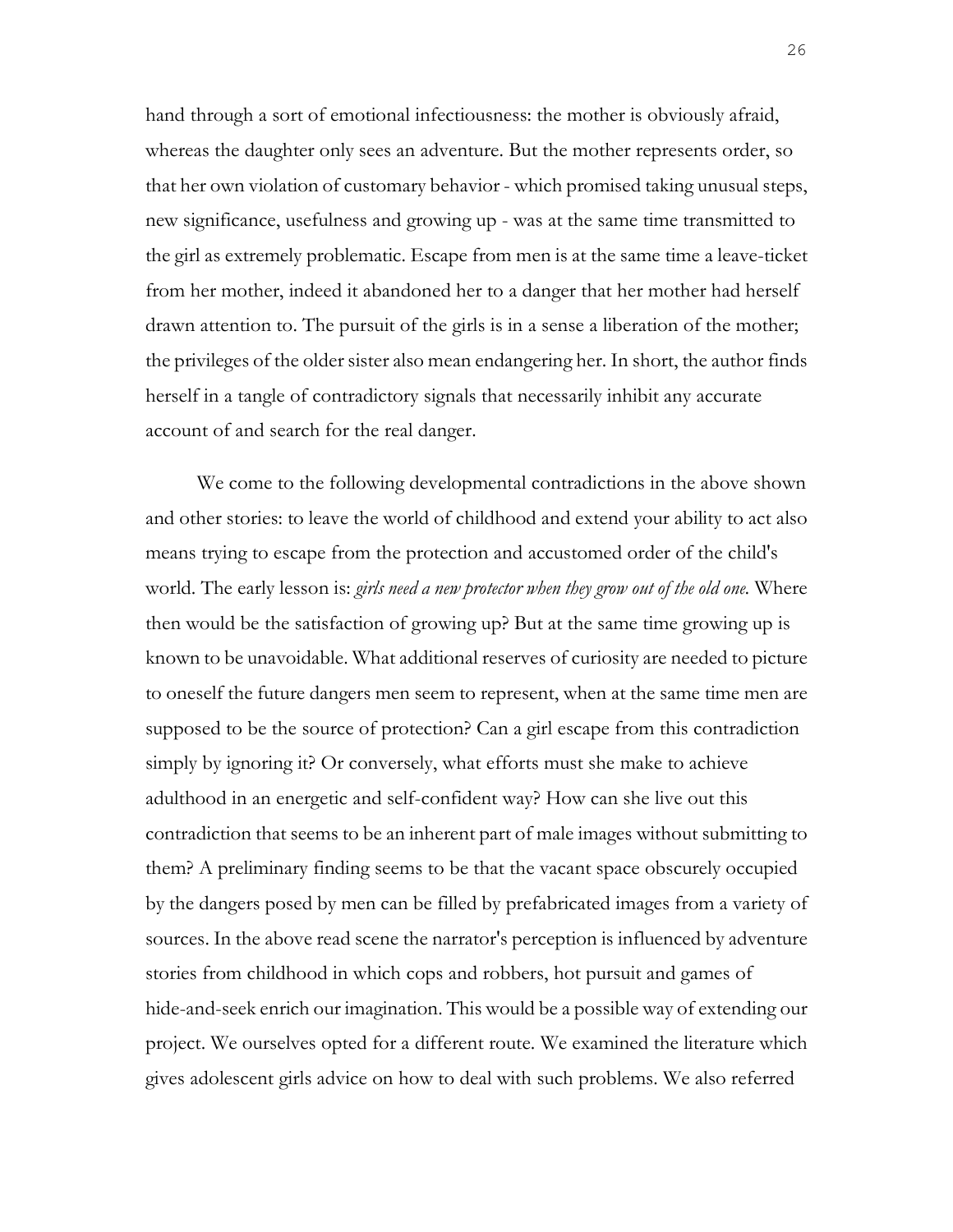hand through a sort of emotional infectiousness: the mother is obviously afraid, whereas the daughter only sees an adventure. But the mother represents order, so that her own violation of customary behavior - which promised taking unusual steps, new significance, usefulness and growing up - was at the same time transmitted to the girl as extremely problematic. Escape from men is at the same time a leave-ticket from her mother, indeed it abandoned her to a danger that her mother had herself drawn attention to. The pursuit of the girls is in a sense a liberation of the mother; the privileges of the older sister also mean endangering her. In short, the author finds herself in a tangle of contradictory signals that necessarily inhibit any accurate account of and search for the real danger.

We come to the following developmental contradictions in the above shown and other stories: to leave the world of childhood and extend your ability to act also means trying to escape from the protection and accustomed order of the child's world. The early lesson is: *girls need a new protector when they grow out of the old one.* Where then would be the satisfaction of growing up? But at the same time growing up is known to be unavoidable. What additional reserves of curiosity are needed to picture to oneself the future dangers men seem to represent, when at the same time men are supposed to be the source of protection? Can a girl escape from this contradiction simply by ignoring it? Or conversely, what efforts must she make to achieve adulthood in an energetic and self-confident way? How can she live out this contradiction that seems to be an inherent part of male images without submitting to them? A preliminary finding seems to be that the vacant space obscurely occupied by the dangers posed by men can be filled by prefabricated images from a variety of sources. In the above read scene the narrator's perception is influenced by adventure stories from childhood in which cops and robbers, hot pursuit and games of hide-and-seek enrich our imagination. This would be a possible way of extending our project. We ourselves opted for a different route. We examined the literature which gives adolescent girls advice on how to deal with such problems. We also referred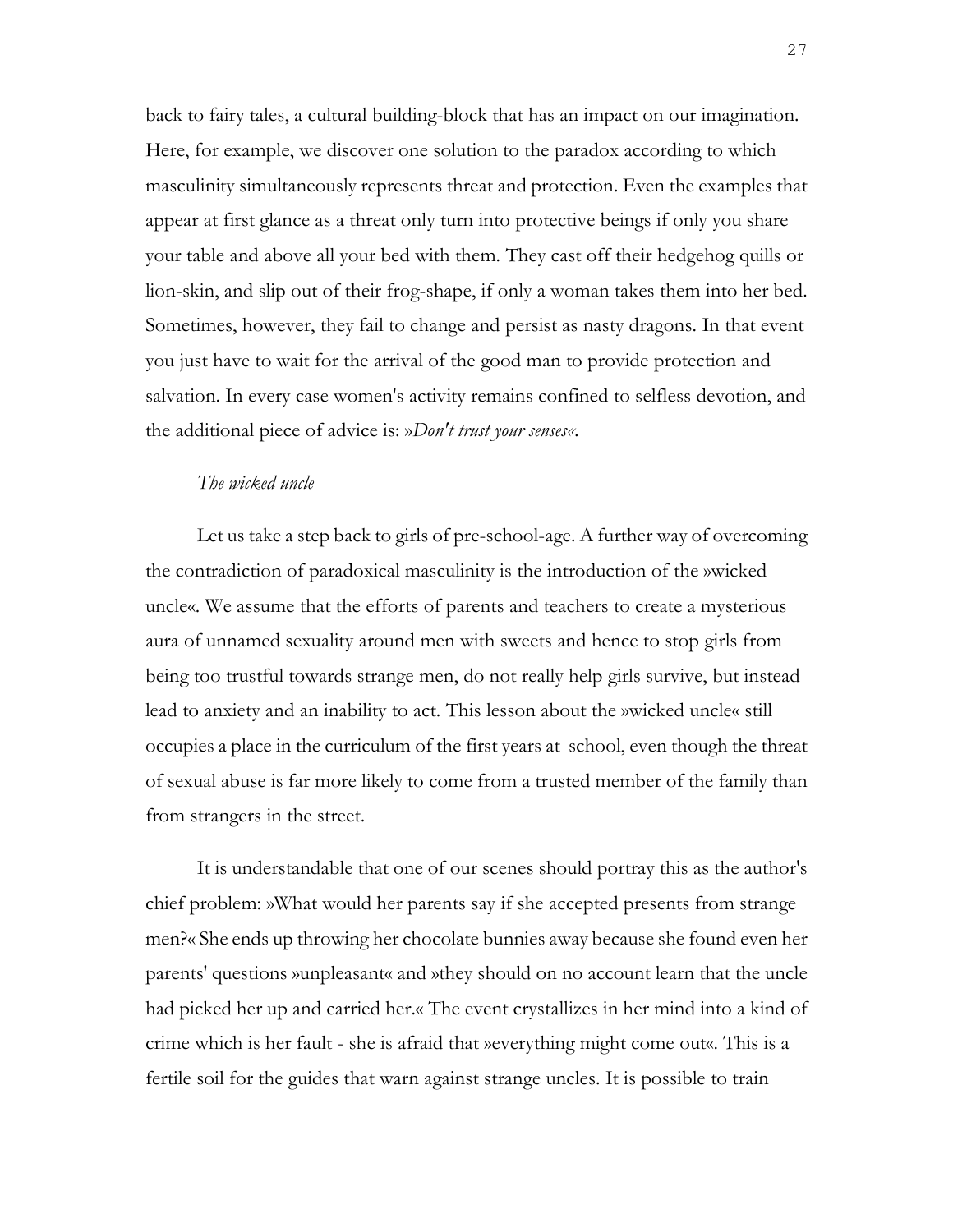back to fairy tales, a cultural building-block that has an impact on our imagination. Here, for example, we discover one solution to the paradox according to which masculinity simultaneously represents threat and protection. Even the examples that appear at first glance as a threat only turn into protective beings if only you share your table and above all your bed with them. They cast off their hedgehog quills or lion-skin, and slip out of their frog-shape, if only a woman takes them into her bed. Sometimes, however, they fail to change and persist as nasty dragons. In that event you just have to wait for the arrival of the good man to provide protection and salvation. In every case women's activity remains confined to selfless devotion, and the additional piece of advice is: »*Don't trust your senses«*.

### *The wicked uncle*

Let us take a step back to girls of pre-school-age. A further way of overcoming the contradiction of paradoxical masculinity is the introduction of the »wicked uncle«. We assume that the efforts of parents and teachers to create a mysterious aura of unnamed sexuality around men with sweets and hence to stop girls from being too trustful towards strange men, do not really help girls survive, but instead lead to anxiety and an inability to act. This lesson about the »wicked uncle« still occupies a place in the curriculum of the first years at school, even though the threat of sexual abuse is far more likely to come from a trusted member of the family than from strangers in the street.

It is understandable that one of our scenes should portray this as the author's chief problem: »What would her parents say if she accepted presents from strange men?« She ends up throwing her chocolate bunnies away because she found even her parents' questions »unpleasant« and »they should on no account learn that the uncle had picked her up and carried her.« The event crystallizes in her mind into a kind of crime which is her fault - she is afraid that »everything might come out«. This is a fertile soil for the guides that warn against strange uncles. It is possible to train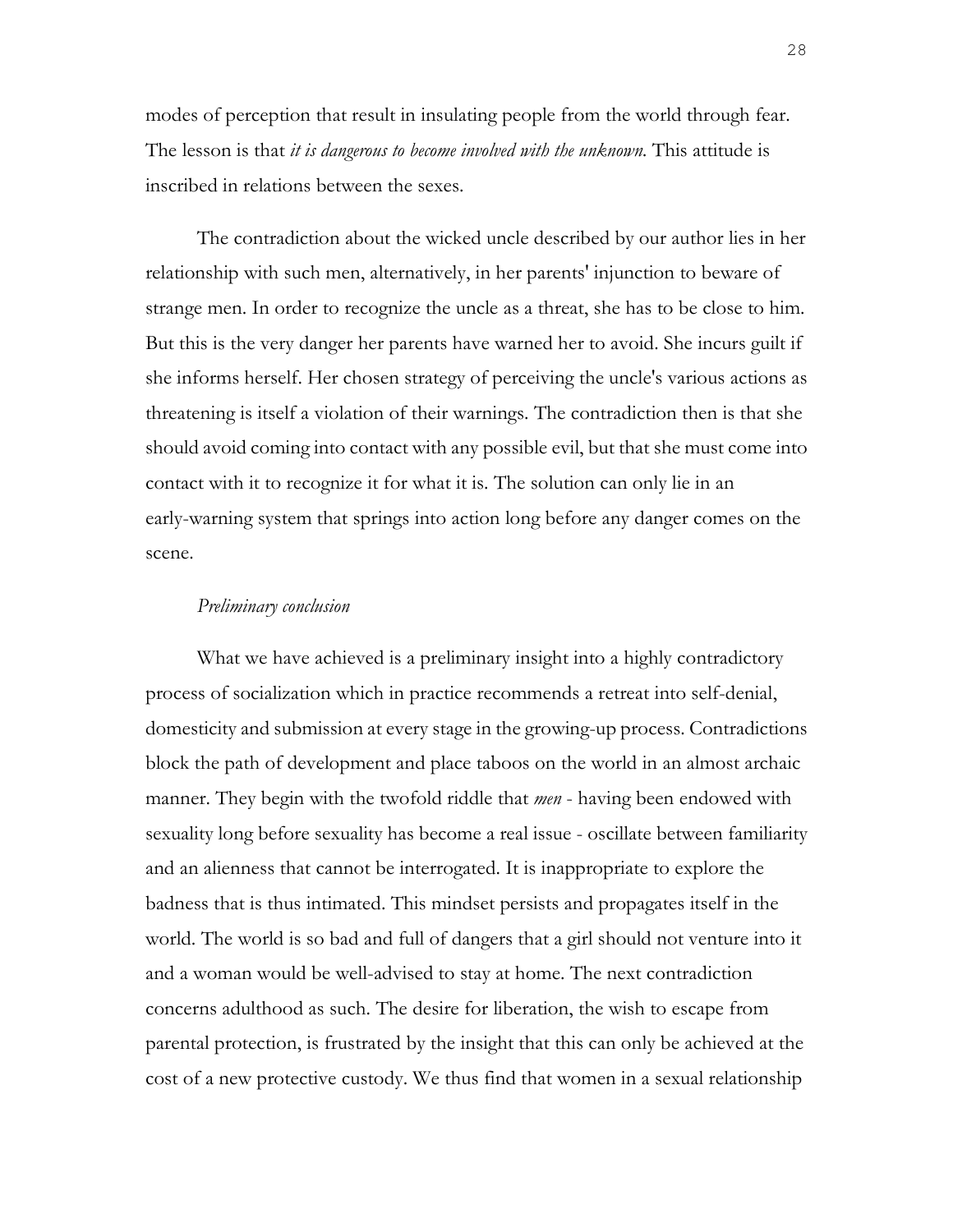modes of perception that result in insulating people from the world through fear. The lesson is that *it is dangerous to become involved with the unknown.* This attitude is inscribed in relations between the sexes.

The contradiction about the wicked uncle described by our author lies in her relationship with such men, alternatively, in her parents' injunction to beware of strange men. In order to recognize the uncle as a threat, she has to be close to him. But this is the very danger her parents have warned her to avoid. She incurs guilt if she informs herself. Her chosen strategy of perceiving the uncle's various actions as threatening is itself a violation of their warnings. The contradiction then is that she should avoid coming into contact with any possible evil, but that she must come into contact with it to recognize it for what it is. The solution can only lie in an early-warning system that springs into action long before any danger comes on the scene.

*Preliminary conclusion*

What we have achieved is a preliminary insight into a highly contradictory process of socialization which in practice recommends a retreat into self-denial, domesticity and submission at every stage in the growing-up process. Contradictions block the path of development and place taboos on the world in an almost archaic manner. They begin with the twofold riddle that *men* - having been endowed with sexuality long before sexuality has become a real issue - oscillate between familiarity and an alienness that cannot be interrogated. It is inappropriate to explore the badness that is thus intimated. This mindset persists and propagates itself in the world. The world is so bad and full of dangers that a girl should not venture into it and a woman would be well-advised to stay at home. The next contradiction concerns adulthood as such. The desire for liberation, the wish to escape from parental protection, is frustrated by the insight that this can only be achieved at the cost of a new protective custody. We thus find that women in a sexual relationship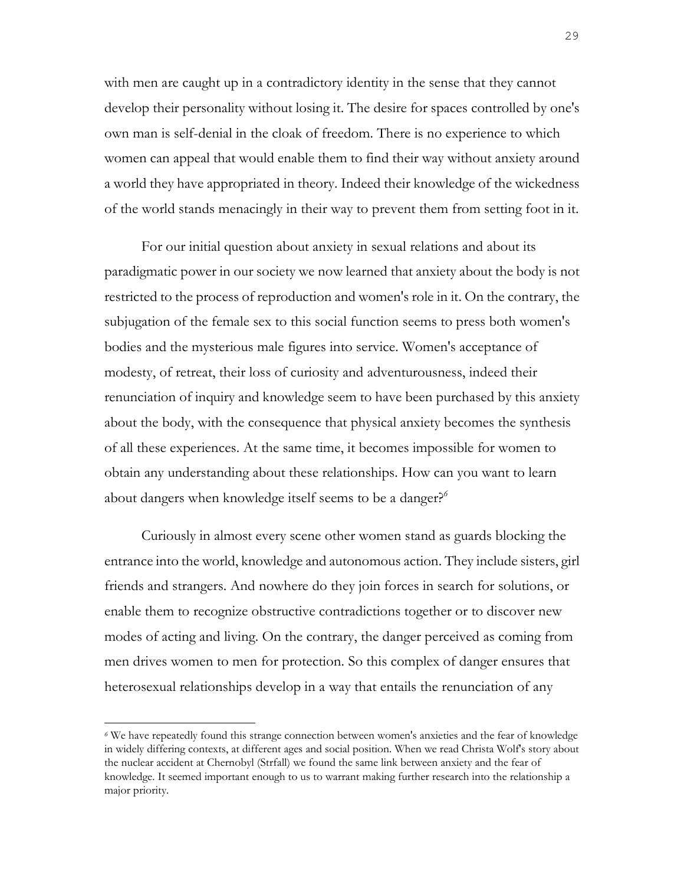with men are caught up in a contradictory identity in the sense that they cannot develop their personality without losing it. The desire for spaces controlled by one's own man is self-denial in the cloak of freedom. There is no experience to which women can appeal that would enable them to find their way without anxiety around a world they have appropriated in theory. Indeed their knowledge of the wickedness of the world stands menacingly in their way to prevent them from setting foot in it.

For our initial question about anxiety in sexual relations and about its paradigmatic power in our society we now learned that anxiety about the body is not restricted to the process of reproduction and women's role in it. On the contrary, the subjugation of the female sex to this social function seems to press both women's bodies and the mysterious male figures into service. Women's acceptance of modesty, of retreat, their loss of curiosity and adventurousness, indeed their renunciation of inquiry and knowledge seem to have been purchased by this anxiety about the body, with the consequence that physical anxiety becomes the synthesis of all these experiences. At the same time, it becomes impossible for women to obtain any understanding about these relationships. How can you want to learn about dangers when knowledge itself seems to be a danger?[6]

Curiously in almost every scene other women stand as guards blocking the entrance into the world, knowledge and autonomous action. They include sisters, girl friends and strangers. And nowhere do they join forces in search for solutions, or enable them to recognize obstructive contradictions together or to discover new modes of acting and living. On the contrary, the danger perceived as coming from men drives women to men for protection. So this complex of danger ensures that heterosexual relationships develop in a way that entails the renunciation of any

[6] We have repeatedly found this strange connection between women's anxieties and the fear of knowledge in widely differing contexts, at different ages and social position. When we read Christa Wolf's story about the nuclear accident at Chernobyl (Strfall) we found the same link between anxiety and the fear of knowledge. It seemed important enough to us to warrant making further research into the relationship a major priority.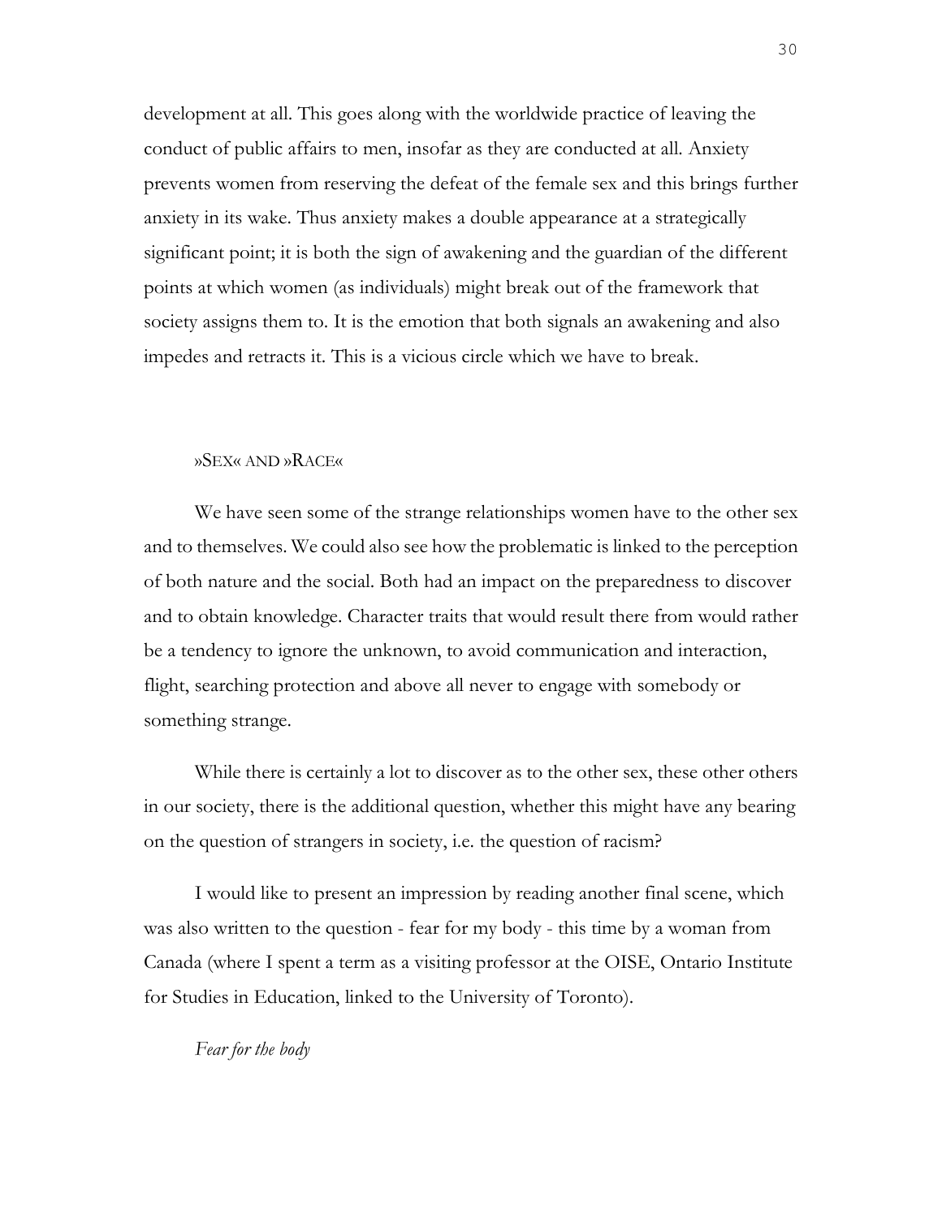development at all. This goes along with the worldwide practice of leaving the conduct of public affairs to men, insofar as they are conducted at all. Anxiety prevents women from reserving the defeat of the female sex and this brings further anxiety in its wake. Thus anxiety makes a double appearance at a strategically significant point; it is both the sign of awakening and the guardian of the different points at which women (as individuals) might break out of the framework that society assigns them to. It is the emotion that both signals an awakening and also impedes and retracts it. This is a vicious circle which we have to break.

## »Sex« and »Race«

We have seen some of the strange relationships women have to the other sex and to themselves. We could also see how the problematic is linked to the perception of both nature and the social. Both had an impact on the preparedness to discover and to obtain knowledge. Character traits that would result there from would rather be a tendency to ignore the unknown, to avoid communication and interaction, flight, searching protection and above all never to engage with somebody or something strange.

While there is certainly a lot to discover as to the other sex, these other others in our society, there is the additional question, whether this might have any bearing on the question of strangers in society, i.e. the question of racism?

I would like to present an impression by reading another final scene, which was also written to the question - fear for my body - this time by a woman from Canada (where I spent a term as a visiting professor at the OISE, Ontario Institute for Studies in Education, linked to the University of Toronto).

*Fear for the body*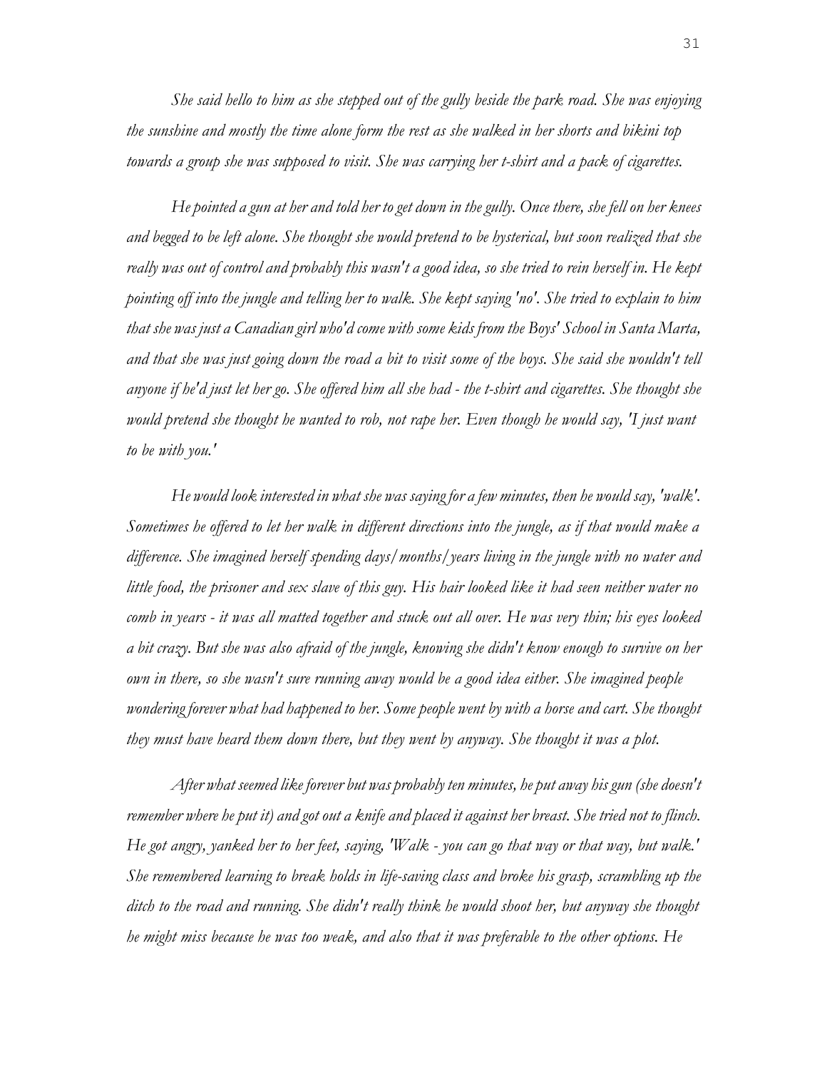*She said hello to him as she stepped out of the gully beside the park road. She was enjoying the sunshine and mostly the time alone form the rest as she walked in her shorts and bikini top towards a group she was supposed to visit. She was carrying her t-shirt and a pack of cigarettes.*

*He pointed a gun at her and told her to get down in the gully. Once there, she fell on her knees and begged to be left alone. She thought she would pretend to be hysterical, but soon realized that she really was out of control and probably this wasn't a good idea, so she tried to rein herself in. He kept pointing off into the jungle and telling her to walk. She kept saying 'no'. She tried to explain to him that she was just a Canadian girl who'd come with some kids from the Boys' School in Santa Marta, and that she was just going down the road a bit to visit some of the boys. She said she wouldn't tell anyone if he'd just let her go. She offered him all she had - the t-shirt and cigarettes. She thought she would pretend she thought he wanted to rob, not rape her. Even though he would say, 'I just want to be with you.'*

*He would look interested in what she was saying for a few minutes, then he would say, 'walk'. Sometimes he offered to let her walk in different directions into the jungle, as if that would make a difference. She imagined herself spending days/months/years living in the jungle with no water and little food, the prisoner and sex slave of this guy. His hair looked like it had seen neither water no comb in years - it was all matted together and stuck out all over. He was very thin; his eyes looked a bit crazy. But she was also afraid of the jungle, knowing she didn't know enough to survive on her own in there, so she wasn't sure running away would be a good idea either. She imagined people wondering forever what had happened to her. Some people went by with a horse and cart. She thought they must have heard them down there, but they went by anyway. She thought it was a plot.*

*After what seemed like forever but was probably ten minutes, he put away his gun (she doesn't remember where he put it) and got out a knife and placed it against her breast. She tried not to flinch. He got angry, yanked her to her feet, saying, 'Walk - you can go that way or that way, but walk.' She remembered learning to break holds in life-saving class and broke his grasp, scrambling up the ditch to the road and running. She didn't really think he would shoot her, but anyway she thought he might miss because he was too weak, and also that it was preferable to the other options. He*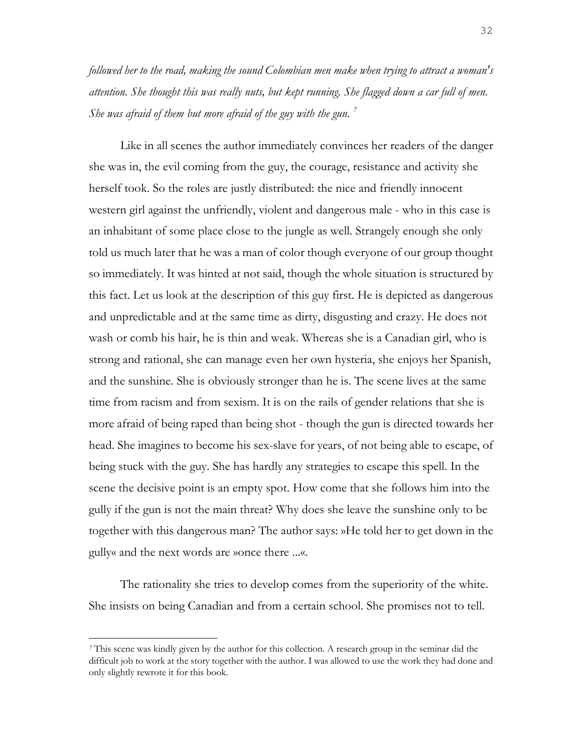*followed her to the road, making the sound Colombian men make when trying to attract a woman's attention. She thought this was really nuts, but kept running. She flagged down a car full of men. She was afraid of them but more afraid of the guy with the gun.* [7]

Like in all scenes the author immediately convinces her readers of the danger she was in, the evil coming from the guy, the courage, resistance and activity she herself took. So the roles are justly distributed: the nice and friendly innocent western girl against the unfriendly, violent and dangerous male - who in this case is an inhabitant of some place close to the jungle as well. Strangely enough she only told us much later that he was a man of color though everyone of our group thought so immediately. It was hinted at not said, though the whole situation is structured by this fact. Let us look at the description of this guy first. He is depicted as dangerous and unpredictable and at the same time as dirty, disgusting and crazy. He does not wash or comb his hair, he is thin and weak. Whereas she is a Canadian girl, who is strong and rational, she can manage even her own hysteria, she enjoys her Spanish, and the sunshine. She is obviously stronger than he is. The scene lives at the same time from racism and from sexism. It is on the rails of gender relations that she is more afraid of being raped than being shot - though the gun is directed towards her head. She imagines to become his sex-slave for years, of not being able to escape, of being stuck with the guy. She has hardly any strategies to escape this spell. In the scene the decisive point is an empty spot. How come that she follows him into the gully if the gun is not the main threat? Why does she leave the sunshine only to be together with this dangerous man? The author says: »He told her to get down in the gully« and the next words are »once there ...«.

The rationality she tries to develop comes from the superiority of the white. She insists on being Canadian and from a certain school. She promises not to tell.

---

[7] This scene was kindly given by the author for this collection. A research group in the seminar did the difficult job to work at the story together with the author. I was allowed to use the work they had done and only slightly rewrote it for this book.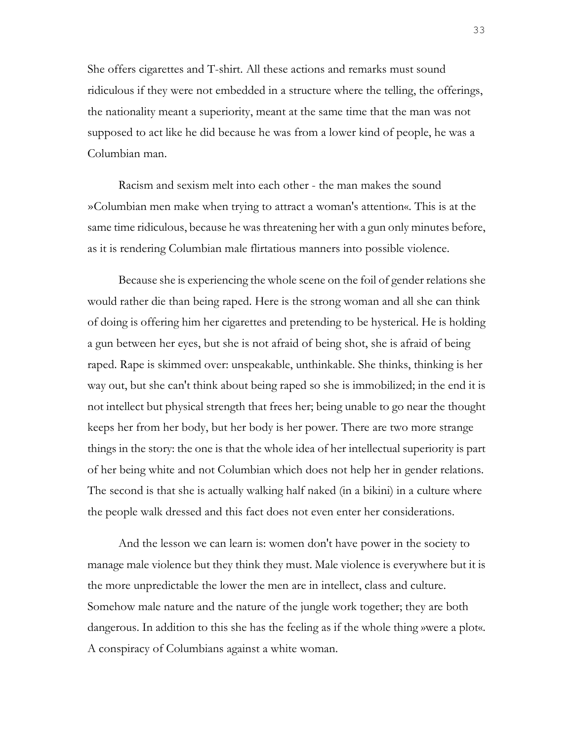She offers cigarettes and T-shirt. All these actions and remarks must sound ridiculous if they were not embedded in a structure where the telling, the offerings, the nationality meant a superiority, meant at the same time that the man was not supposed to act like he did because he was from a lower kind of people, he was a Columbian man.

Racism and sexism melt into each other - the man makes the sound »Columbian men make when trying to attract a woman's attention«. This is at the same time ridiculous, because he was threatening her with a gun only minutes before, as it is rendering Columbian male flirtatious manners into possible violence.

Because she is experiencing the whole scene on the foil of gender relations she would rather die than being raped. Here is the strong woman and all she can think of doing is offering him her cigarettes and pretending to be hysterical. He is holding a gun between her eyes, but she is not afraid of being shot, she is afraid of being raped. Rape is skimmed over: unspeakable, unthinkable. She thinks, thinking is her way out, but she can't think about being raped so she is immobilized; in the end it is not intellect but physical strength that frees her; being unable to go near the thought keeps her from her body, but her body is her power. There are two more strange things in the story: the one is that the whole idea of her intellectual superiority is part of her being white and not Columbian which does not help her in gender relations. The second is that she is actually walking half naked (in a bikini) in a culture where the people walk dressed and this fact does not even enter her considerations.

And the lesson we can learn is: women don't have power in the society to manage male violence but they think they must. Male violence is everywhere but it is the more unpredictable the lower the men are in intellect, class and culture. Somehow male nature and the nature of the jungle work together; they are both dangerous. In addition to this she has the feeling as if the whole thing »were a plot«. A conspiracy of Columbians against a white woman.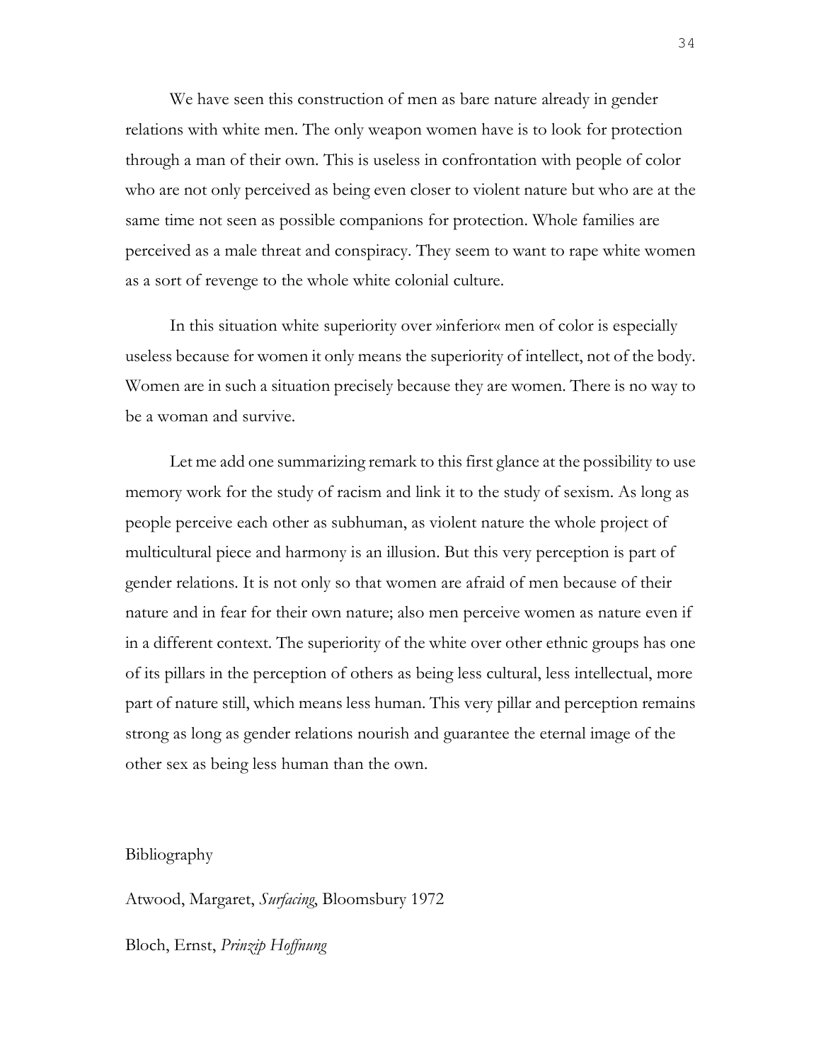We have seen this construction of men as bare nature already in gender relations with white men. The only weapon women have is to look for protection through a man of their own. This is useless in confrontation with people of color who are not only perceived as being even closer to violent nature but who are at the same time not seen as possible companions for protection. Whole families are perceived as a male threat and conspiracy. They seem to want to rape white women as a sort of revenge to the whole white colonial culture.

In this situation white superiority over »inferior« men of color is especially useless because for women it only means the superiority of intellect, not of the body. Women are in such a situation precisely because they are women. There is no way to be a woman and survive.

Let me add one summarizing remark to this first glance at the possibility to use memory work for the study of racism and link it to the study of sexism. As long as people perceive each other as subhuman, as violent nature the whole project of multicultural piece and harmony is an illusion. But this very perception is part of gender relations. It is not only so that women are afraid of men because of their nature and in fear for their own nature; also men perceive women as nature even if in a different context. The superiority of the white over other ethnic groups has one of its pillars in the perception of others as being less cultural, less intellectual, more part of nature still, which means less human. This very pillar and perception remains strong as long as gender relations nourish and guarantee the eternal image of the other sex as being less human than the own.

## Bibliography

Atwood, Margaret, *Surfacing*, Bloomsbury 1972

Bloch, Ernst, *Prinzip Hoffnung*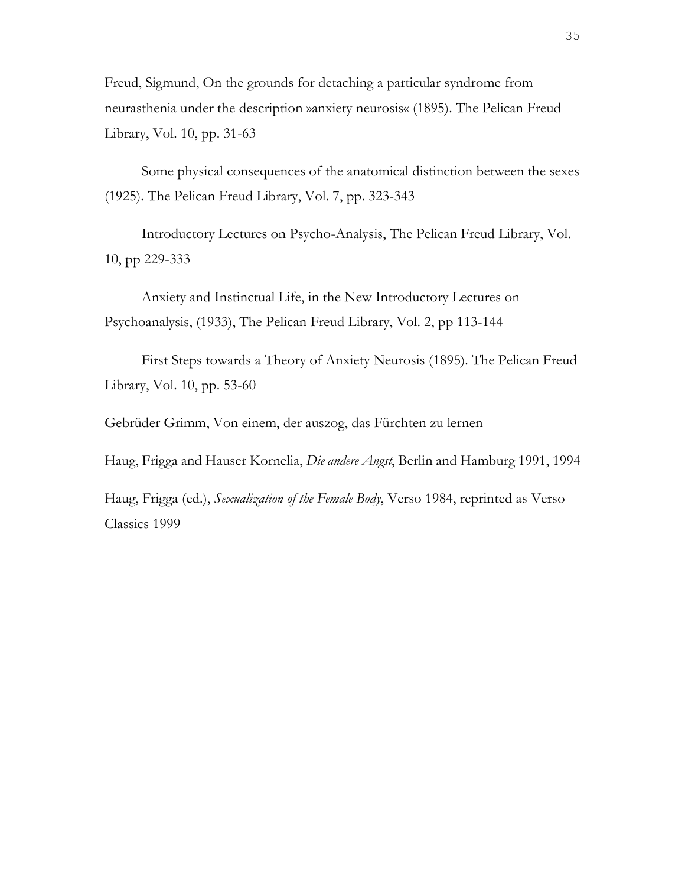Freud, Sigmund, On the grounds for detaching a particular syndrome from neurasthenia under the description »anxiety neurosis« (1895). The Pelican Freud Library, Vol. 10, pp. 31-63

Some physical consequences of the anatomical distinction between the sexes (1925). The Pelican Freud Library, Vol. 7, pp. 323-343

Introductory Lectures on Psycho-Analysis, The Pelican Freud Library, Vol. 10, pp 229-333

Anxiety and Instinctual Life, in the New Introductory Lectures on Psychoanalysis, (1933), The Pelican Freud Library, Vol. 2, pp 113-144

First Steps towards a Theory of Anxiety Neurosis (1895). The Pelican Freud Library, Vol. 10, pp. 53-60

Gebrüder Grimm, Von einem, der auszog, das Fürchten zu lernen

Haug, Frigga and Hauser Kornelia, *Die andere Angst*, Berlin and Hamburg 1991, 1994

Haug, Frigga (ed.), *Sexualization of the Female Body*, Verso 1984, reprinted as Verso Classics 1999